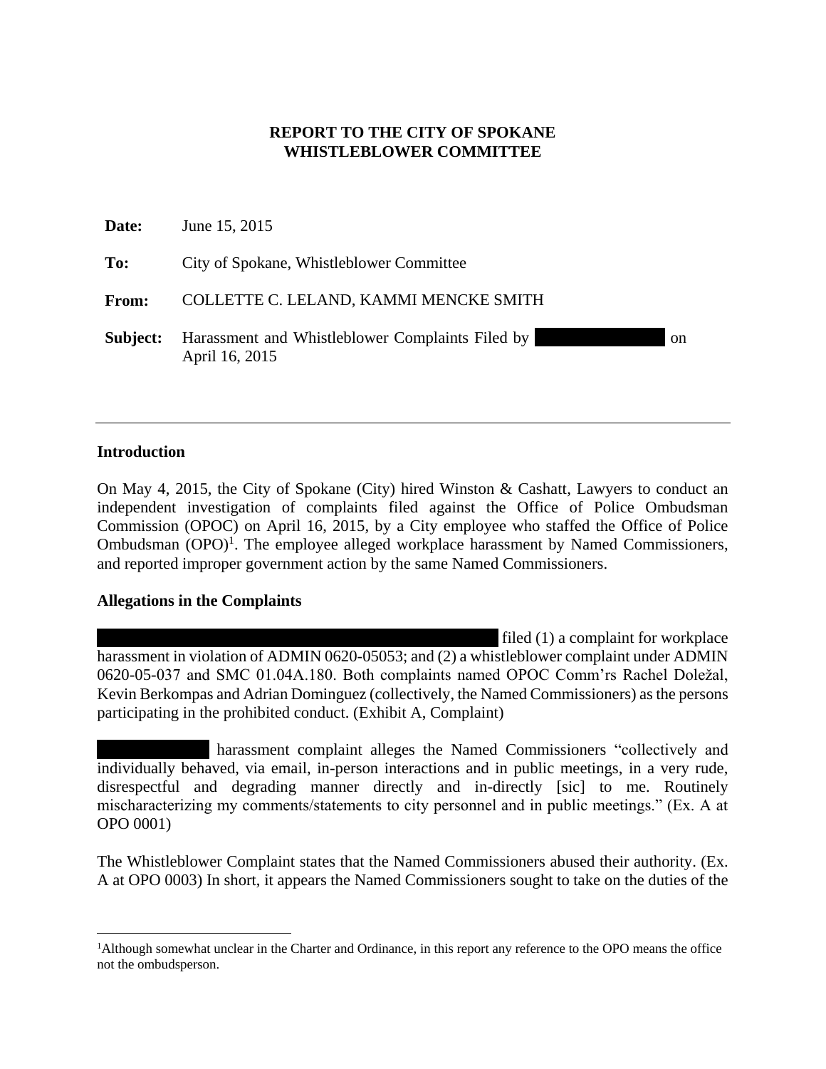**REPORT TO THE CITY OF SPOKANE**
**WHISTLEBLOWER COMMITTEE**

**Date:** June 15, 2015

**To:** City of Spokane, Whistleblower Committee

**From:** COLLETTE C. LELAND, KAMMI MENCKE SMITH

**Subject:** Harassment and Whistleblower Complaints Filed by [REDACTED] on April 16, 2015

---

## Introduction

On May 4, 2015, the City of Spokane (City) hired Winston & Cashatt, Lawyers to conduct an independent investigation of complaints filed against the Office of Police Ombudsman Commission (OPOC) on April 16, 2015, by a City employee who staffed the Office of Police Ombudsman (OPO)[1]. The employee alleged workplace harassment by Named Commissioners, and reported improper government action by the same Named Commissioners.

## Allegations in the Complaints

[REDACTED] filed (1) a complaint for workplace harassment in violation of ADMIN 0620-05053; and (2) a whistleblower complaint under ADMIN 0620-05-037 and SMC 01.04A.180. Both complaints named OPOC Comm'rs Rachel Doležal, Kevin Berkompas and Adrian Dominguez (collectively, the Named Commissioners) as the persons participating in the prohibited conduct. (Exhibit A, Complaint)

[REDACTED] harassment complaint alleges the Named Commissioners "collectively and individually behaved, via email, in-person interactions and in public meetings, in a very rude, disrespectful and degrading manner directly and in-directly [sic] to me. Routinely mischaracterizing my comments/statements to city personnel and in public meetings." (Ex. A at OPO 0001)

The Whistleblower Complaint states that the Named Commissioners abused their authority. (Ex. A at OPO 0003) In short, it appears the Named Commissioners sought to take on the duties of the

---

[1] Although somewhat unclear in the Charter and Ordinance, in this report any reference to the OPO means the office not the ombudsperson.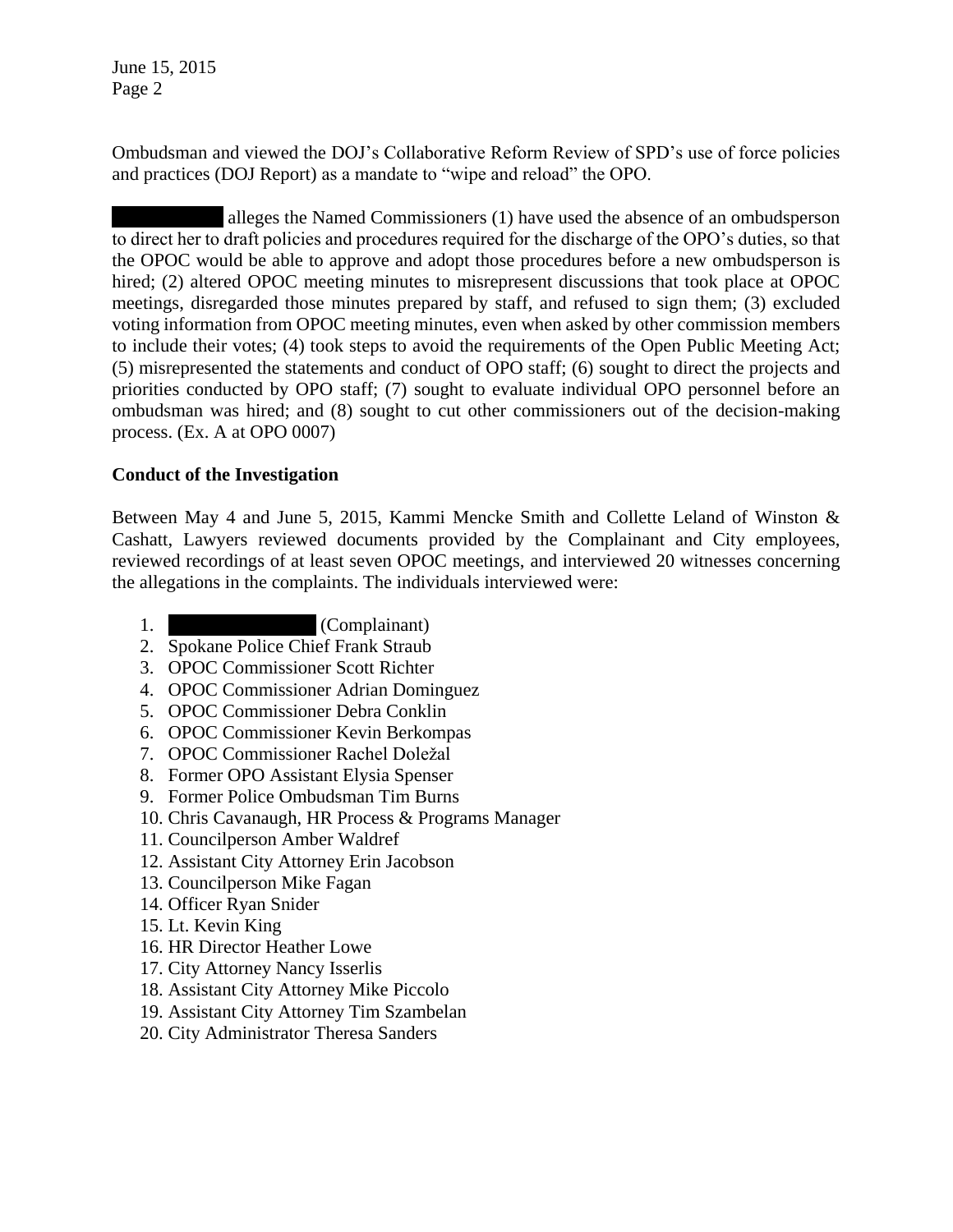Ombudsman and viewed the DOJ's Collaborative Reform Review of SPD's use of force policies and practices (DOJ Report) as a mandate to "wipe and reload" the OPO.

██████████ alleges the Named Commissioners (1) have used the absence of an ombudsperson to direct her to draft policies and procedures required for the discharge of the OPO's duties, so that the OPOC would be able to approve and adopt those procedures before a new ombudsperson is hired; (2) altered OPOC meeting minutes to misrepresent discussions that took place at OPOC meetings, disregarded those minutes prepared by staff, and refused to sign them; (3) excluded voting information from OPOC meeting minutes, even when asked by other commission members to include their votes; (4) took steps to avoid the requirements of the Open Public Meeting Act; (5) misrepresented the statements and conduct of OPO staff; (6) sought to direct the projects and priorities conducted by OPO staff; (7) sought to evaluate individual OPO personnel before an ombudsman was hired; and (8) sought to cut other commissioners out of the decision-making process. (Ex. A at OPO 0007)

**Conduct of the Investigation**

Between May 4 and June 5, 2015, Kammi Mencke Smith and Collette Leland of Winston & Cashatt, Lawyers reviewed documents provided by the Complainant and City employees, reviewed recordings of at least seven OPOC meetings, and interviewed 20 witnesses concerning the allegations in the complaints. The individuals interviewed were:

1. ██████████ (Complainant)
2. Spokane Police Chief Frank Straub
3. OPOC Commissioner Scott Richter
4. OPOC Commissioner Adrian Dominguez
5. OPOC Commissioner Debra Conklin
6. OPOC Commissioner Kevin Berkompas
7. OPOC Commissioner Rachel Doležal
8. Former OPO Assistant Elysia Spenser
9. Former Police Ombudsman Tim Burns
10. Chris Cavanaugh, HR Process & Programs Manager
11. Councilperson Amber Waldref
12. Assistant City Attorney Erin Jacobson
13. Councilperson Mike Fagan
14. Officer Ryan Snider
15. Lt. Kevin King
16. HR Director Heather Lowe
17. City Attorney Nancy Isserlis
18. Assistant City Attorney Mike Piccolo
19. Assistant City Attorney Tim Szambelan
20. City Administrator Theresa Sanders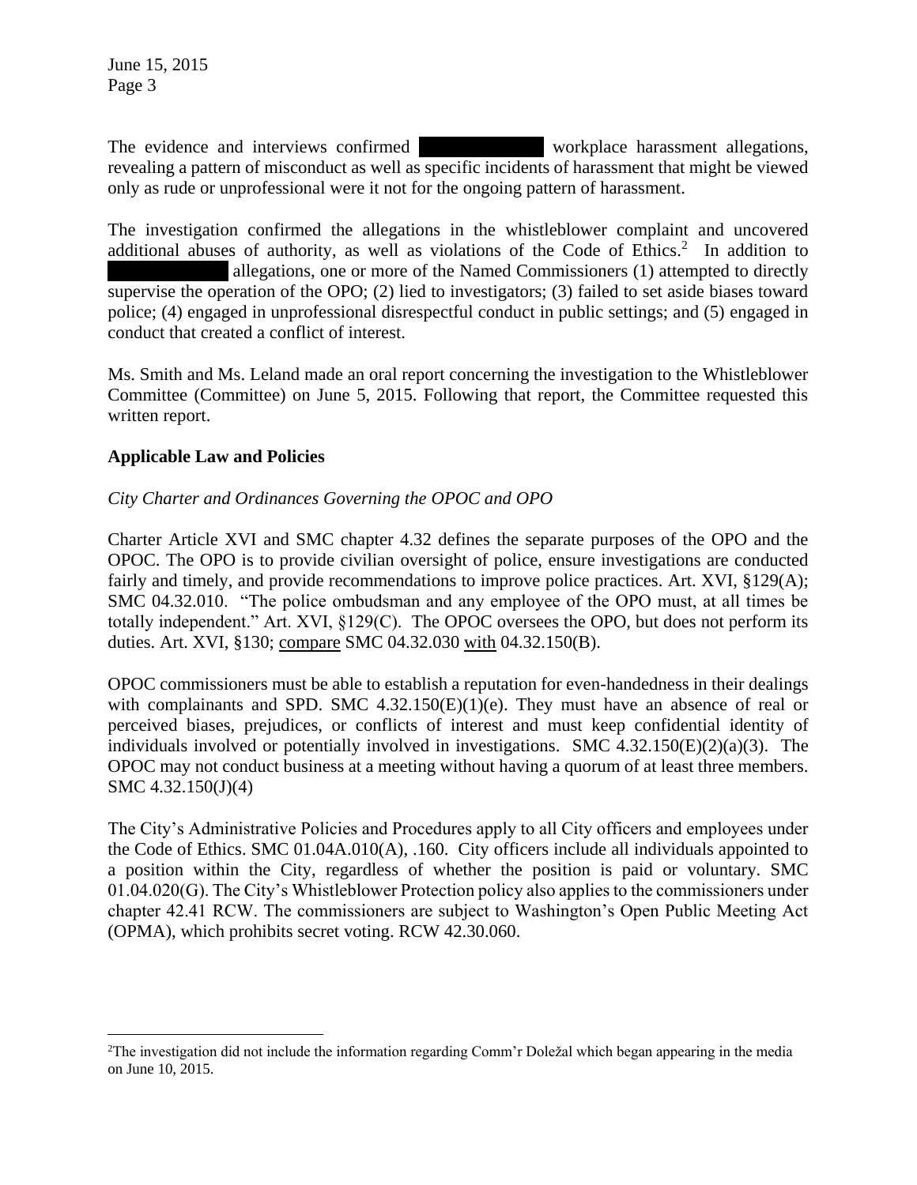The evidence and interviews confirmed [REDACTED] workplace harassment allegations, revealing a pattern of misconduct as well as specific incidents of harassment that might be viewed only as rude or unprofessional were it not for the ongoing pattern of harassment.

The investigation confirmed the allegations in the whistleblower complaint and uncovered additional abuses of authority, as well as violations of the Code of Ethics.[2] In addition to [REDACTED] allegations, one or more of the Named Commissioners (1) attempted to directly supervise the operation of the OPO; (2) lied to investigators; (3) failed to set aside biases toward police; (4) engaged in unprofessional disrespectful conduct in public settings; and (5) engaged in conduct that created a conflict of interest.

Ms. Smith and Ms. Leland made an oral report concerning the investigation to the Whistleblower Committee (Committee) on June 5, 2015. Following that report, the Committee requested this written report.

## Applicable Law and Policies

*City Charter and Ordinances Governing the OPOC and OPO*

Charter Article XVI and SMC chapter 4.32 defines the separate purposes of the OPO and the OPOC. The OPO is to provide civilian oversight of police, ensure investigations are conducted fairly and timely, and provide recommendations to improve police practices. Art. XVI, §129(A); SMC 04.32.010. "The police ombudsman and any employee of the OPO must, at all times be totally independent." Art. XVI, §129(C). The OPOC oversees the OPO, but does not perform its duties. Art. XVI, §130; compare SMC 04.32.030 with 04.32.150(B).

OPOC commissioners must be able to establish a reputation for even-handedness in their dealings with complainants and SPD. SMC 4.32.150(E)(1)(e). They must have an absence of real or perceived biases, prejudices, or conflicts of interest and must keep confidential identity of individuals involved or potentially involved in investigations. SMC 4.32.150(E)(2)(a)(3). The OPOC may not conduct business at a meeting without having a quorum of at least three members. SMC 4.32.150(J)(4)

The City's Administrative Policies and Procedures apply to all City officers and employees under the Code of Ethics. SMC 01.04A.010(A), .160. City officers include all individuals appointed to a position within the City, regardless of whether the position is paid or voluntary. SMC 01.04.020(G). The City's Whistleblower Protection policy also applies to the commissioners under chapter 42.41 RCW. The commissioners are subject to Washington's Open Public Meeting Act (OPMA), which prohibits secret voting. RCW 42.30.060.

---

[2] The investigation did not include the information regarding Comm'r Doležal which began appearing in the media on June 10, 2015.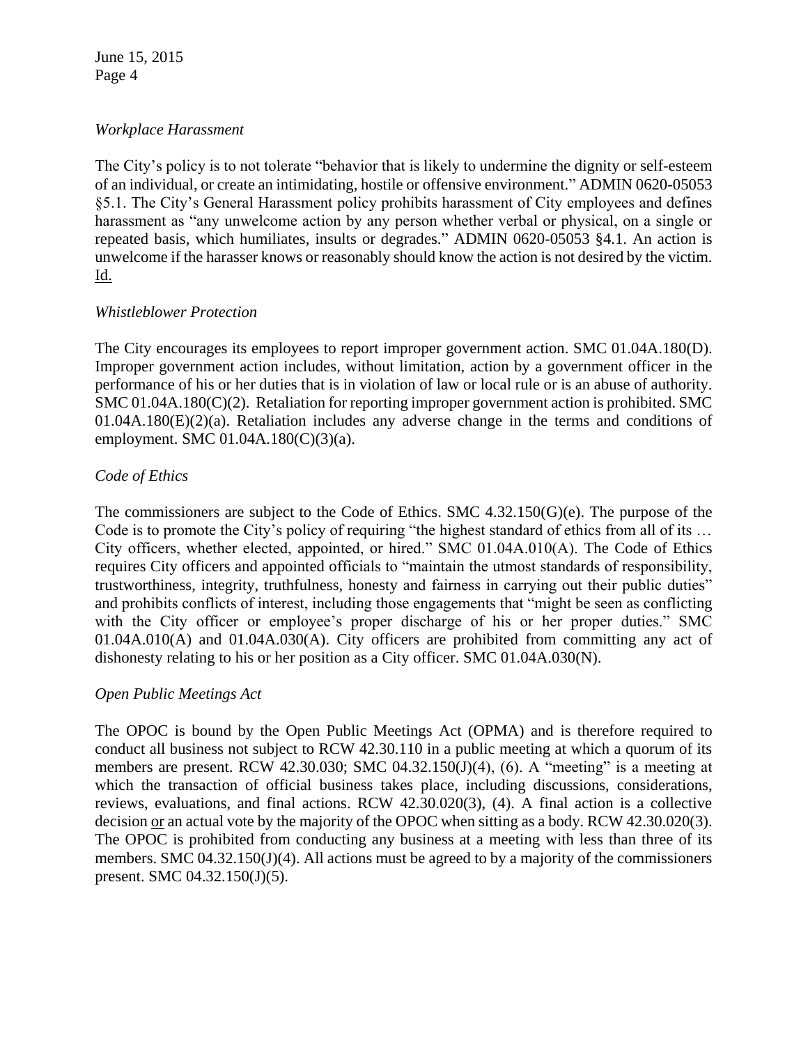*Workplace Harassment*

The City's policy is to not tolerate "behavior that is likely to undermine the dignity or self-esteem of an individual, or create an intimidating, hostile or offensive environment." ADMIN 0620-05053 §5.1. The City's General Harassment policy prohibits harassment of City employees and defines harassment as "any unwelcome action by any person whether verbal or physical, on a single or repeated basis, which humiliates, insults or degrades." ADMIN 0620-05053 §4.1. An action is unwelcome if the harasser knows or reasonably should know the action is not desired by the victim. Id.

*Whistleblower Protection*

The City encourages its employees to report improper government action. SMC 01.04A.180(D). Improper government action includes, without limitation, action by a government officer in the performance of his or her duties that is in violation of law or local rule or is an abuse of authority. SMC 01.04A.180(C)(2). Retaliation for reporting improper government action is prohibited. SMC 01.04A.180(E)(2)(a). Retaliation includes any adverse change in the terms and conditions of employment. SMC 01.04A.180(C)(3)(a).

*Code of Ethics*

The commissioners are subject to the Code of Ethics. SMC 4.32.150(G)(e). The purpose of the Code is to promote the City's policy of requiring "the highest standard of ethics from all of its … City officers, whether elected, appointed, or hired." SMC 01.04A.010(A). The Code of Ethics requires City officers and appointed officials to "maintain the utmost standards of responsibility, trustworthiness, integrity, truthfulness, honesty and fairness in carrying out their public duties" and prohibits conflicts of interest, including those engagements that "might be seen as conflicting with the City officer or employee's proper discharge of his or her proper duties." SMC 01.04A.010(A) and 01.04A.030(A). City officers are prohibited from committing any act of dishonesty relating to his or her position as a City officer. SMC 01.04A.030(N).

*Open Public Meetings Act*

The OPOC is bound by the Open Public Meetings Act (OPMA) and is therefore required to conduct all business not subject to RCW 42.30.110 in a public meeting at which a quorum of its members are present. RCW 42.30.030; SMC 04.32.150(J)(4), (6). A "meeting" is a meeting at which the transaction of official business takes place, including discussions, considerations, reviews, evaluations, and final actions. RCW 42.30.020(3), (4). A final action is a collective decision or an actual vote by the majority of the OPOC when sitting as a body. RCW 42.30.020(3). The OPOC is prohibited from conducting any business at a meeting with less than three of its members. SMC 04.32.150(J)(4). All actions must be agreed to by a majority of the commissioners present. SMC 04.32.150(J)(5).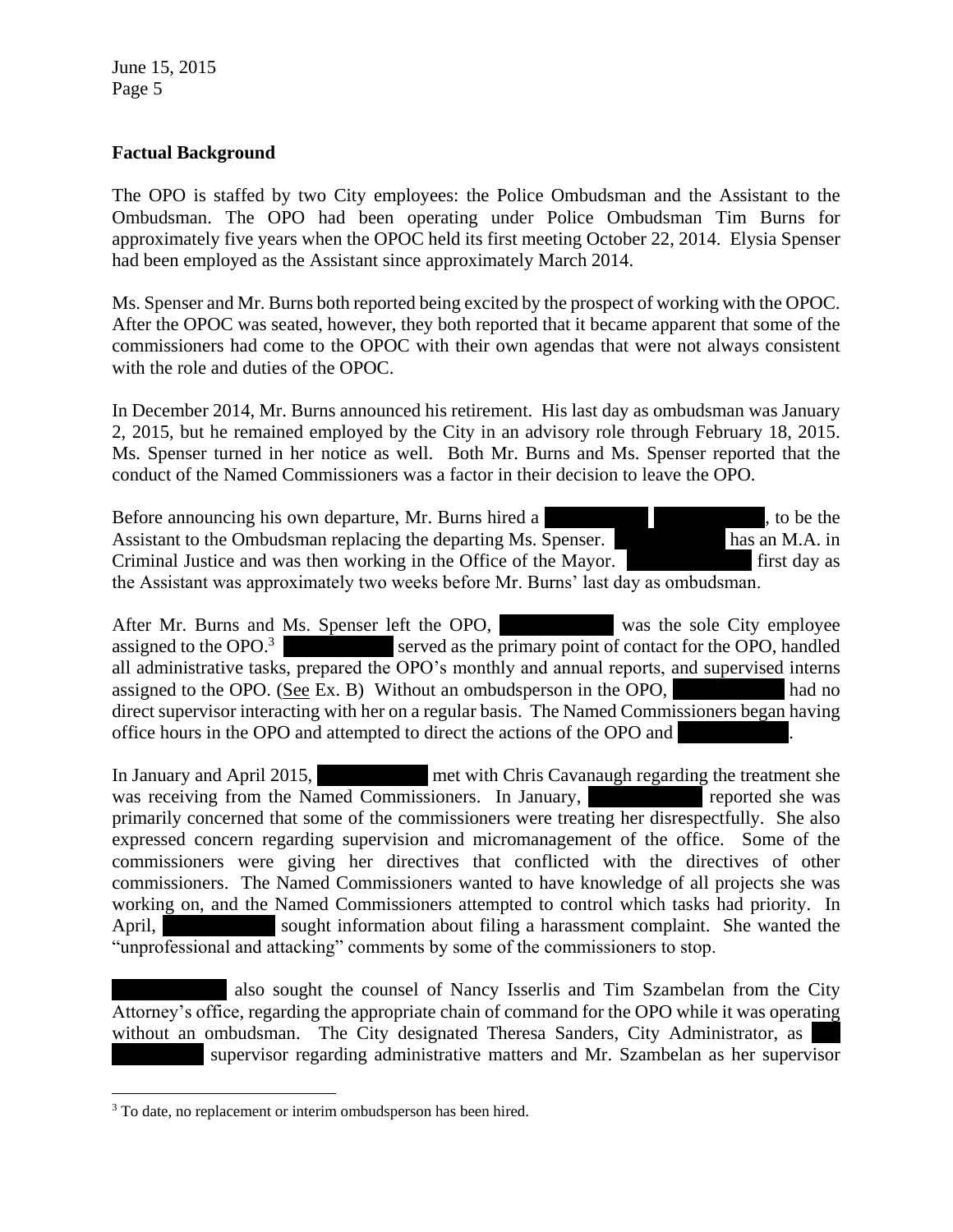**Factual Background**

The OPO is staffed by two City employees: the Police Ombudsman and the Assistant to the Ombudsman. The OPO had been operating under Police Ombudsman Tim Burns for approximately five years when the OPOC held its first meeting October 22, 2014. Elysia Spenser had been employed as the Assistant since approximately March 2014.

Ms. Spenser and Mr. Burns both reported being excited by the prospect of working with the OPOC. After the OPOC was seated, however, they both reported that it became apparent that some of the commissioners had come to the OPOC with their own agendas that were not always consistent with the role and duties of the OPOC.

In December 2014, Mr. Burns announced his retirement. His last day as ombudsman was January 2, 2015, but he remained employed by the City in an advisory role through February 18, 2015. Ms. Spenser turned in her notice as well. Both Mr. Burns and Ms. Spenser reported that the conduct of the Named Commissioners was a factor in their decision to leave the OPO.

Before announcing his own departure, Mr. Burns hired a [REDACTED] [REDACTED], to be the Assistant to the Ombudsman replacing the departing Ms. Spenser. [REDACTED] has an M.A. in Criminal Justice and was then working in the Office of the Mayor. [REDACTED] first day as the Assistant was approximately two weeks before Mr. Burns' last day as ombudsman.

After Mr. Burns and Ms. Spenser left the OPO, [REDACTED] was the sole City employee assigned to the OPO.[3] [REDACTED] served as the primary point of contact for the OPO, handled all administrative tasks, prepared the OPO's monthly and annual reports, and supervised interns assigned to the OPO. (See Ex. B) Without an ombudsperson in the OPO, [REDACTED] had no direct supervisor interacting with her on a regular basis. The Named Commissioners began having office hours in the OPO and attempted to direct the actions of the OPO and [REDACTED].

In January and April 2015, [REDACTED] met with Chris Cavanaugh regarding the treatment she was receiving from the Named Commissioners. In January, [REDACTED] reported she was primarily concerned that some of the commissioners were treating her disrespectfully. She also expressed concern regarding supervision and micromanagement of the office. Some of the commissioners were giving her directives that conflicted with the directives of other commissioners. The Named Commissioners wanted to have knowledge of all projects she was working on, and the Named Commissioners attempted to control which tasks had priority. In April, [REDACTED] sought information about filing a harassment complaint. She wanted the "unprofessional and attacking" comments by some of the commissioners to stop.

[REDACTED] also sought the counsel of Nancy Isserlis and Tim Szambelan from the City Attorney's office, regarding the appropriate chain of command for the OPO while it was operating without an ombudsman. The City designated Theresa Sanders, City Administrator, as [REDACTED] supervisor regarding administrative matters and Mr. Szambelan as her supervisor

[3] To date, no replacement or interim ombudsperson has been hired.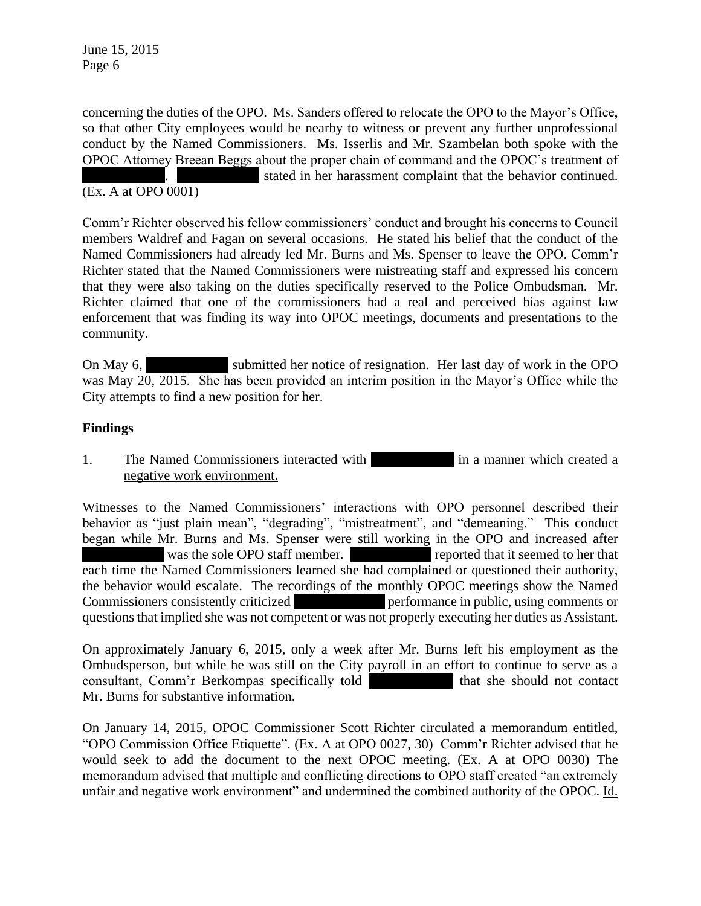concerning the duties of the OPO. Ms. Sanders offered to relocate the OPO to the Mayor's Office, so that other City employees would be nearby to witness or prevent any further unprofessional conduct by the Named Commissioners. Ms. Isserlis and Mr. Szambelan both spoke with the OPOC Attorney Breean Beggs about the proper chain of command and the OPOC's treatment of ██████. ██████ stated in her harassment complaint that the behavior continued. (Ex. A at OPO 0001)

Comm'r Richter observed his fellow commissioners' conduct and brought his concerns to Council members Waldref and Fagan on several occasions. He stated his belief that the conduct of the Named Commissioners had already led Mr. Burns and Ms. Spenser to leave the OPO. Comm'r Richter stated that the Named Commissioners were mistreating staff and expressed his concern that they were also taking on the duties specifically reserved to the Police Ombudsman. Mr. Richter claimed that one of the commissioners had a real and perceived bias against law enforcement that was finding its way into OPOC meetings, documents and presentations to the community.

On May 6, ██████ submitted her notice of resignation. Her last day of work in the OPO was May 20, 2015. She has been provided an interim position in the Mayor's Office while the City attempts to find a new position for her.

**Findings**

1. <u>The Named Commissioners interacted with ██████ in a manner which created a negative work environment.</u>

Witnesses to the Named Commissioners' interactions with OPO personnel described their behavior as "just plain mean", "degrading", "mistreatment", and "demeaning." This conduct began while Mr. Burns and Ms. Spenser were still working in the OPO and increased after ██████ was the sole OPO staff member. ██████ reported that it seemed to her that each time the Named Commissioners learned she had complained or questioned their authority, the behavior would escalate. The recordings of the monthly OPOC meetings show the Named Commissioners consistently criticized ██████ performance in public, using comments or questions that implied she was not competent or was not properly executing her duties as Assistant.

On approximately January 6, 2015, only a week after Mr. Burns left his employment as the Ombudsperson, but while he was still on the City payroll in an effort to continue to serve as a consultant, Comm'r Berkompas specifically told ██████ that she should not contact Mr. Burns for substantive information.

On January 14, 2015, OPOC Commissioner Scott Richter circulated a memorandum entitled, "OPO Commission Office Etiquette". (Ex. A at OPO 0027, 30) Comm'r Richter advised that he would seek to add the document to the next OPOC meeting. (Ex. A at OPO 0030) The memorandum advised that multiple and conflicting directions to OPO staff created "an extremely unfair and negative work environment" and undermined the combined authority of the OPOC. <u>Id.</u>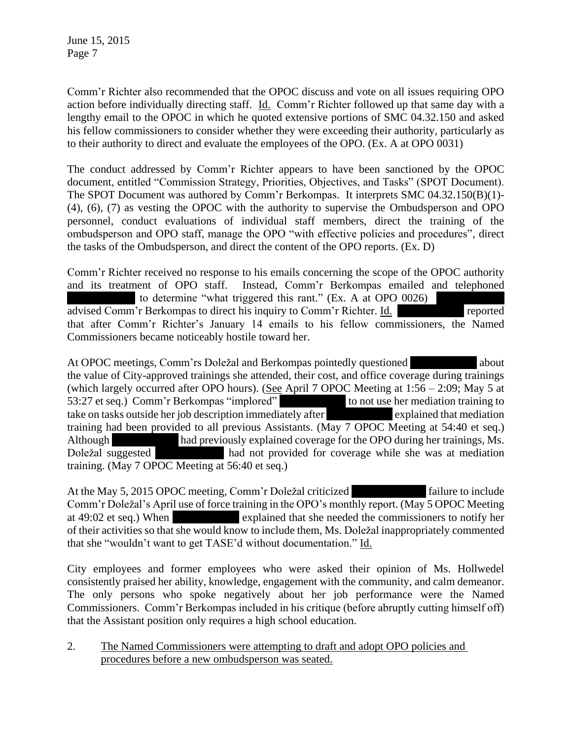Comm'r Richter also recommended that the OPOC discuss and vote on all issues requiring OPO action before individually directing staff. Id. Comm'r Richter followed up that same day with a lengthy email to the OPOC in which he quoted extensive portions of SMC 04.32.150 and asked his fellow commissioners to consider whether they were exceeding their authority, particularly as to their authority to direct and evaluate the employees of the OPO. (Ex. A at OPO 0031)

The conduct addressed by Comm'r Richter appears to have been sanctioned by the OPOC document, entitled "Commission Strategy, Priorities, Objectives, and Tasks" (SPOT Document). The SPOT Document was authored by Comm'r Berkompas. It interprets SMC 04.32.150(B)(1)-(4), (6), (7) as vesting the OPOC with the authority to supervise the Ombudsperson and OPO personnel, conduct evaluations of individual staff members, direct the training of the ombudsperson and OPO staff, manage the OPO "with effective policies and procedures", direct the tasks of the Ombudsperson, and direct the content of the OPO reports. (Ex. D)

Comm'r Richter received no response to his emails concerning the scope of the OPOC authority and its treatment of OPO staff. Instead, Comm'r Berkompas emailed and telephoned [REDACTED] to determine "what triggered this rant." (Ex. A at OPO 0026) [REDACTED] advised Comm'r Berkompas to direct his inquiry to Comm'r Richter. Id. [REDACTED] reported that after Comm'r Richter's January 14 emails to his fellow commissioners, the Named Commissioners became noticeably hostile toward her.

At OPOC meetings, Comm'rs Doležal and Berkompas pointedly questioned [REDACTED] about the value of City-approved trainings she attended, their cost, and office coverage during trainings (which largely occurred after OPO hours). (See April 7 OPOC Meeting at 1:56 – 2:09; May 5 at 53:27 et seq.) Comm'r Berkompas "implored" [REDACTED] to not use her mediation training to take on tasks outside her job description immediately after [REDACTED] explained that mediation training had been provided to all previous Assistants. (May 7 OPOC Meeting at 54:40 et seq.) Although [REDACTED] had previously explained coverage for the OPO during her trainings, Ms. Doležal suggested [REDACTED] had not provided for coverage while she was at mediation training. (May 7 OPOC Meeting at 56:40 et seq.)

At the May 5, 2015 OPOC meeting, Comm'r Doležal criticized [REDACTED] failure to include Comm'r Doležal's April use of force training in the OPO's monthly report. (May 5 OPOC Meeting at 49:02 et seq.) When [REDACTED] explained that she needed the commissioners to notify her of their activities so that she would know to include them, Ms. Doležal inappropriately commented that she "wouldn't want to get TASE'd without documentation." Id.

City employees and former employees who were asked their opinion of Ms. Hollwedel consistently praised her ability, knowledge, engagement with the community, and calm demeanor. The only persons who spoke negatively about her job performance were the Named Commissioners. Comm'r Berkompas included in his critique (before abruptly cutting himself off) that the Assistant position only requires a high school education.

2. The Named Commissioners were attempting to draft and adopt OPO policies and procedures before a new ombudsperson was seated.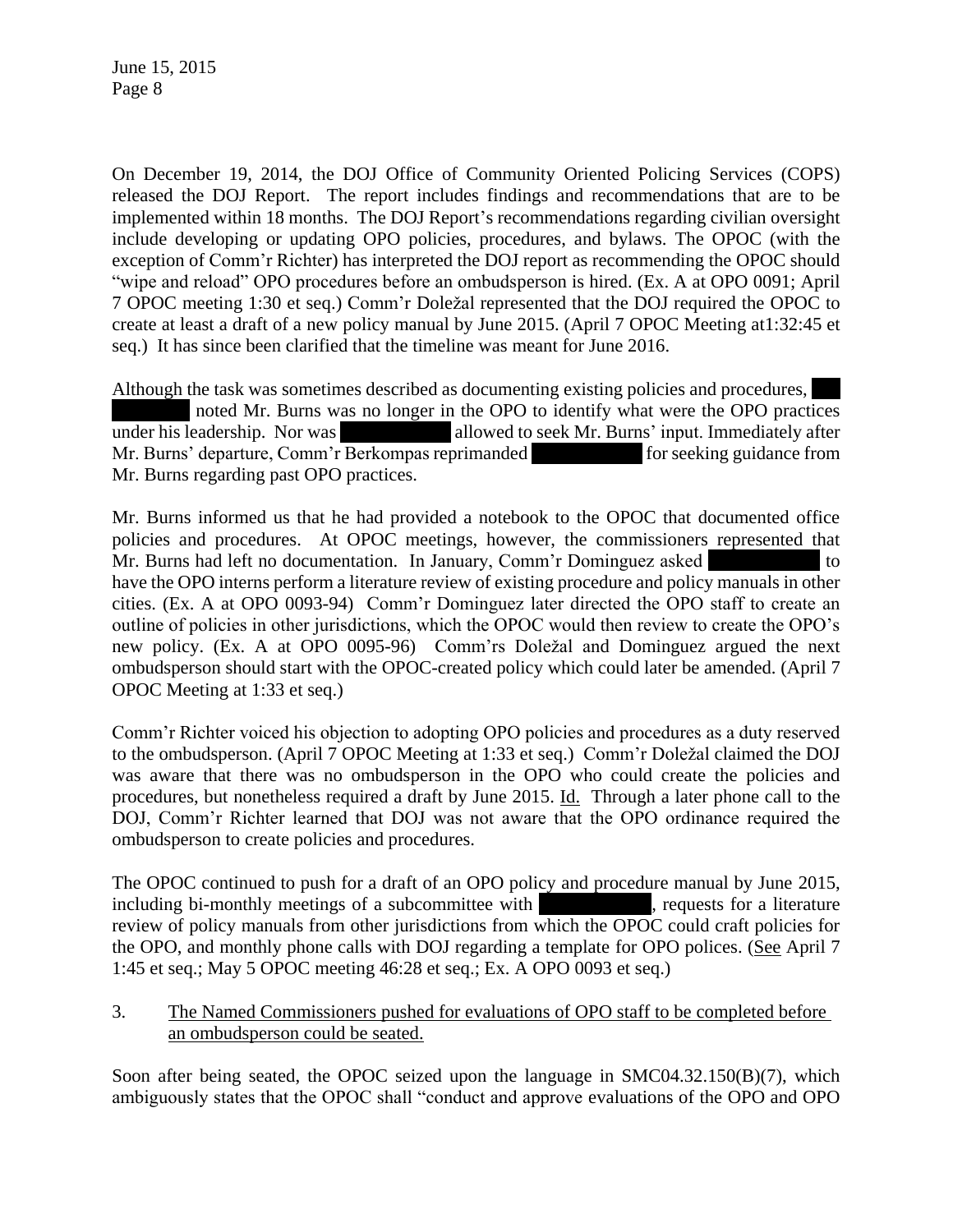On December 19, 2014, the DOJ Office of Community Oriented Policing Services (COPS) released the DOJ Report. The report includes findings and recommendations that are to be implemented within 18 months. The DOJ Report's recommendations regarding civilian oversight include developing or updating OPO policies, procedures, and bylaws. The OPOC (with the exception of Comm'r Richter) has interpreted the DOJ report as recommending the OPOC should "wipe and reload" OPO procedures before an ombudsperson is hired. (Ex. A at OPO 0091; April 7 OPOC meeting 1:30 et seq.) Comm'r Doležal represented that the DOJ required the OPOC to create at least a draft of a new policy manual by June 2015. (April 7 OPOC Meeting at1:32:45 et seq.) It has since been clarified that the timeline was meant for June 2016.

Although the task was sometimes described as documenting existing policies and procedures, [REDACTED] noted Mr. Burns was no longer in the OPO to identify what were the OPO practices under his leadership. Nor was [REDACTED] allowed to seek Mr. Burns' input. Immediately after Mr. Burns' departure, Comm'r Berkompas reprimanded [REDACTED] for seeking guidance from Mr. Burns regarding past OPO practices.

Mr. Burns informed us that he had provided a notebook to the OPOC that documented office policies and procedures. At OPOC meetings, however, the commissioners represented that Mr. Burns had left no documentation. In January, Comm'r Dominguez asked [REDACTED] to have the OPO interns perform a literature review of existing procedure and policy manuals in other cities. (Ex. A at OPO 0093-94) Comm'r Dominguez later directed the OPO staff to create an outline of policies in other jurisdictions, which the OPOC would then review to create the OPO's new policy. (Ex. A at OPO 0095-96) Comm'rs Doležal and Dominguez argued the next ombudsperson should start with the OPOC-created policy which could later be amended. (April 7 OPOC Meeting at 1:33 et seq.)

Comm'r Richter voiced his objection to adopting OPO policies and procedures as a duty reserved to the ombudsperson. (April 7 OPOC Meeting at 1:33 et seq.) Comm'r Doležal claimed the DOJ was aware that there was no ombudsperson in the OPO who could create the policies and procedures, but nonetheless required a draft by June 2015. Id. Through a later phone call to the DOJ, Comm'r Richter learned that DOJ was not aware that the OPO ordinance required the ombudsperson to create policies and procedures.

The OPOC continued to push for a draft of an OPO policy and procedure manual by June 2015, including bi-monthly meetings of a subcommittee with [REDACTED], requests for a literature review of policy manuals from other jurisdictions from which the OPOC could craft policies for the OPO, and monthly phone calls with DOJ regarding a template for OPO polices. (See April 7 1:45 et seq.; May 5 OPOC meeting 46:28 et seq.; Ex. A OPO 0093 et seq.)

3. The Named Commissioners pushed for evaluations of OPO staff to be completed before an ombudsperson could be seated.

Soon after being seated, the OPOC seized upon the language in SMC04.32.150(B)(7), which ambiguously states that the OPOC shall "conduct and approve evaluations of the OPO and OPO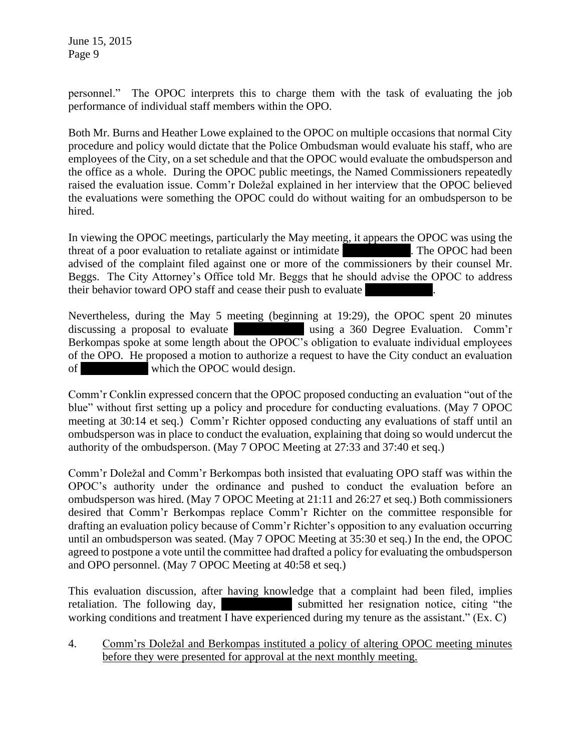personnel." The OPOC interprets this to charge them with the task of evaluating the job performance of individual staff members within the OPO.

Both Mr. Burns and Heather Lowe explained to the OPOC on multiple occasions that normal City procedure and policy would dictate that the Police Ombudsman would evaluate his staff, who are employees of the City, on a set schedule and that the OPOC would evaluate the ombudsperson and the office as a whole. During the OPOC public meetings, the Named Commissioners repeatedly raised the evaluation issue. Comm'r Doležal explained in her interview that the OPOC believed the evaluations were something the OPOC could do without waiting for an ombudsperson to be hired.

In viewing the OPOC meetings, particularly the May meeting, it appears the OPOC was using the threat of a poor evaluation to retaliate against or intimidate [REDACTED]. The OPOC had been advised of the complaint filed against one or more of the commissioners by their counsel Mr. Beggs. The City Attorney's Office told Mr. Beggs that he should advise the OPOC to address their behavior toward OPO staff and cease their push to evaluate [REDACTED].

Nevertheless, during the May 5 meeting (beginning at 19:29), the OPOC spent 20 minutes discussing a proposal to evaluate [REDACTED] using a 360 Degree Evaluation. Comm'r Berkompas spoke at some length about the OPOC's obligation to evaluate individual employees of the OPO. He proposed a motion to authorize a request to have the City conduct an evaluation of [REDACTED] which the OPOC would design.

Comm'r Conklin expressed concern that the OPOC proposed conducting an evaluation "out of the blue" without first setting up a policy and procedure for conducting evaluations. (May 7 OPOC meeting at 30:14 et seq.) Comm'r Richter opposed conducting any evaluations of staff until an ombudsperson was in place to conduct the evaluation, explaining that doing so would undercut the authority of the ombudsperson. (May 7 OPOC Meeting at 27:33 and 37:40 et seq.)

Comm'r Doležal and Comm'r Berkompas both insisted that evaluating OPO staff was within the OPOC's authority under the ordinance and pushed to conduct the evaluation before an ombudsperson was hired. (May 7 OPOC Meeting at 21:11 and 26:27 et seq.) Both commissioners desired that Comm'r Berkompas replace Comm'r Richter on the committee responsible for drafting an evaluation policy because of Comm'r Richter's opposition to any evaluation occurring until an ombudsperson was seated. (May 7 OPOC Meeting at 35:30 et seq.) In the end, the OPOC agreed to postpone a vote until the committee had drafted a policy for evaluating the ombudsperson and OPO personnel. (May 7 OPOC Meeting at 40:58 et seq.)

This evaluation discussion, after having knowledge that a complaint had been filed, implies retaliation. The following day, [REDACTED] submitted her resignation notice, citing "the working conditions and treatment I have experienced during my tenure as the assistant." (Ex. C)

4. Comm'rs Doležal and Berkompas instituted a policy of altering OPOC meeting minutes before they were presented for approval at the next monthly meeting.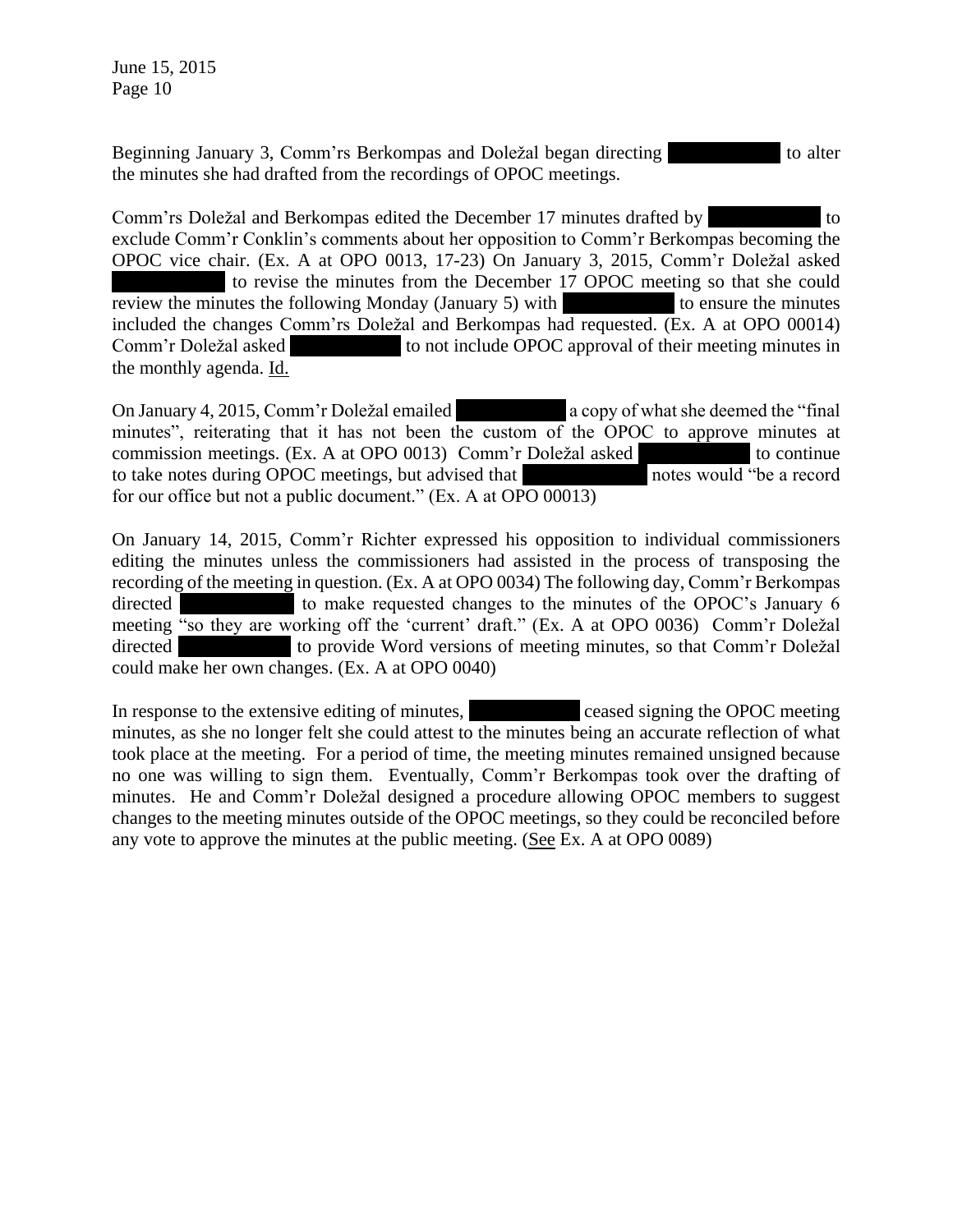Beginning January 3, Comm'rs Berkompas and Doležal began directing ██████████ to alter the minutes she had drafted from the recordings of OPOC meetings.

Comm'rs Doležal and Berkompas edited the December 17 minutes drafted by ██████████ to exclude Comm'r Conklin's comments about her opposition to Comm'r Berkompas becoming the OPOC vice chair. (Ex. A at OPO 0013, 17-23) On January 3, 2015, Comm'r Doležal asked ██████████ to revise the minutes from the December 17 OPOC meeting so that she could review the minutes the following Monday (January 5) with ██████████ to ensure the minutes included the changes Comm'rs Doležal and Berkompas had requested. (Ex. A at OPO 00014) Comm'r Doležal asked ██████████ to not include OPOC approval of their meeting minutes in the monthly agenda. Id.

On January 4, 2015, Comm'r Doležal emailed ██████████ a copy of what she deemed the "final minutes", reiterating that it has not been the custom of the OPOC to approve minutes at commission meetings. (Ex. A at OPO 0013) Comm'r Doležal asked ██████████ to continue to take notes during OPOC meetings, but advised that ██████████ notes would "be a record for our office but not a public document." (Ex. A at OPO 00013)

On January 14, 2015, Comm'r Richter expressed his opposition to individual commissioners editing the minutes unless the commissioners had assisted in the process of transposing the recording of the meeting in question. (Ex. A at OPO 0034) The following day, Comm'r Berkompas directed ██████████ to make requested changes to the minutes of the OPOC's January 6 meeting "so they are working off the 'current' draft." (Ex. A at OPO 0036) Comm'r Doležal directed ██████████ to provide Word versions of meeting minutes, so that Comm'r Doležal could make her own changes. (Ex. A at OPO 0040)

In response to the extensive editing of minutes, ██████████ ceased signing the OPOC meeting minutes, as she no longer felt she could attest to the minutes being an accurate reflection of what took place at the meeting. For a period of time, the meeting minutes remained unsigned because no one was willing to sign them. Eventually, Comm'r Berkompas took over the drafting of minutes. He and Comm'r Doležal designed a procedure allowing OPOC members to suggest changes to the meeting minutes outside of the OPOC meetings, so they could be reconciled before any vote to approve the minutes at the public meeting. (See Ex. A at OPO 0089)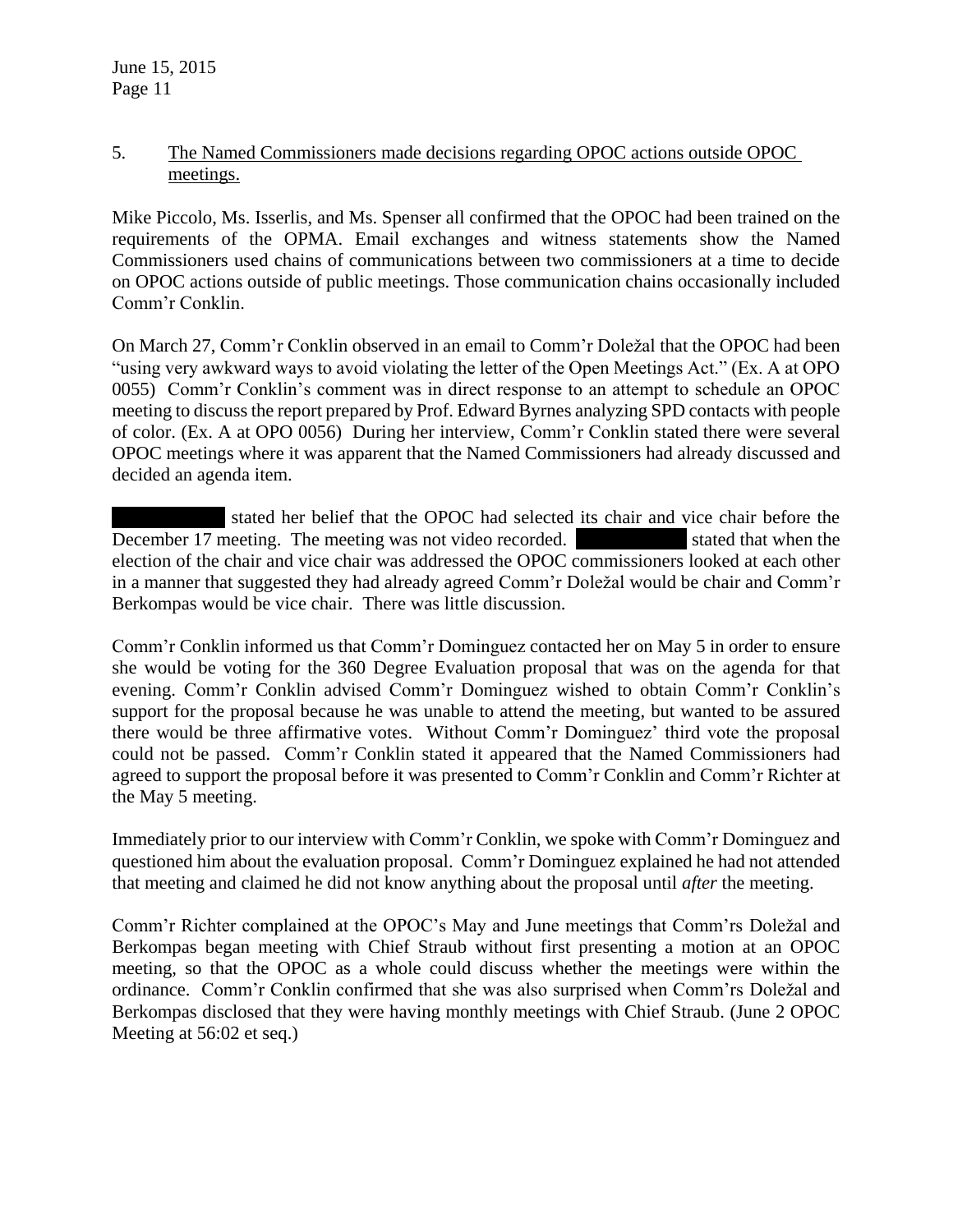5. <u>The Named Commissioners made decisions regarding OPOC actions outside OPOC meetings.</u>

Mike Piccolo, Ms. Isserlis, and Ms. Spenser all confirmed that the OPOC had been trained on the requirements of the OPMA. Email exchanges and witness statements show the Named Commissioners used chains of communications between two commissioners at a time to decide on OPOC actions outside of public meetings. Those communication chains occasionally included Comm'r Conklin.

On March 27, Comm'r Conklin observed in an email to Comm'r Doležal that the OPOC had been "using very awkward ways to avoid violating the letter of the Open Meetings Act." (Ex. A at OPO 0055) Comm'r Conklin's comment was in direct response to an attempt to schedule an OPOC meeting to discuss the report prepared by Prof. Edward Byrnes analyzing SPD contacts with people of color. (Ex. A at OPO 0056) During her interview, Comm'r Conklin stated there were several OPOC meetings where it was apparent that the Named Commissioners had already discussed and decided an agenda item.

[REDACTED] stated her belief that the OPOC had selected its chair and vice chair before the December 17 meeting. The meeting was not video recorded. [REDACTED] stated that when the election of the chair and vice chair was addressed the OPOC commissioners looked at each other in a manner that suggested they had already agreed Comm'r Doležal would be chair and Comm'r Berkompas would be vice chair. There was little discussion.

Comm'r Conklin informed us that Comm'r Dominguez contacted her on May 5 in order to ensure she would be voting for the 360 Degree Evaluation proposal that was on the agenda for that evening. Comm'r Conklin advised Comm'r Dominguez wished to obtain Comm'r Conklin's support for the proposal because he was unable to attend the meeting, but wanted to be assured there would be three affirmative votes. Without Comm'r Dominguez' third vote the proposal could not be passed. Comm'r Conklin stated it appeared that the Named Commissioners had agreed to support the proposal before it was presented to Comm'r Conklin and Comm'r Richter at the May 5 meeting.

Immediately prior to our interview with Comm'r Conklin, we spoke with Comm'r Dominguez and questioned him about the evaluation proposal. Comm'r Dominguez explained he had not attended that meeting and claimed he did not know anything about the proposal until *after* the meeting.

Comm'r Richter complained at the OPOC's May and June meetings that Comm'rs Doležal and Berkompas began meeting with Chief Straub without first presenting a motion at an OPOC meeting, so that the OPOC as a whole could discuss whether the meetings were within the ordinance. Comm'r Conklin confirmed that she was also surprised when Comm'rs Doležal and Berkompas disclosed that they were having monthly meetings with Chief Straub. (June 2 OPOC Meeting at 56:02 et seq.)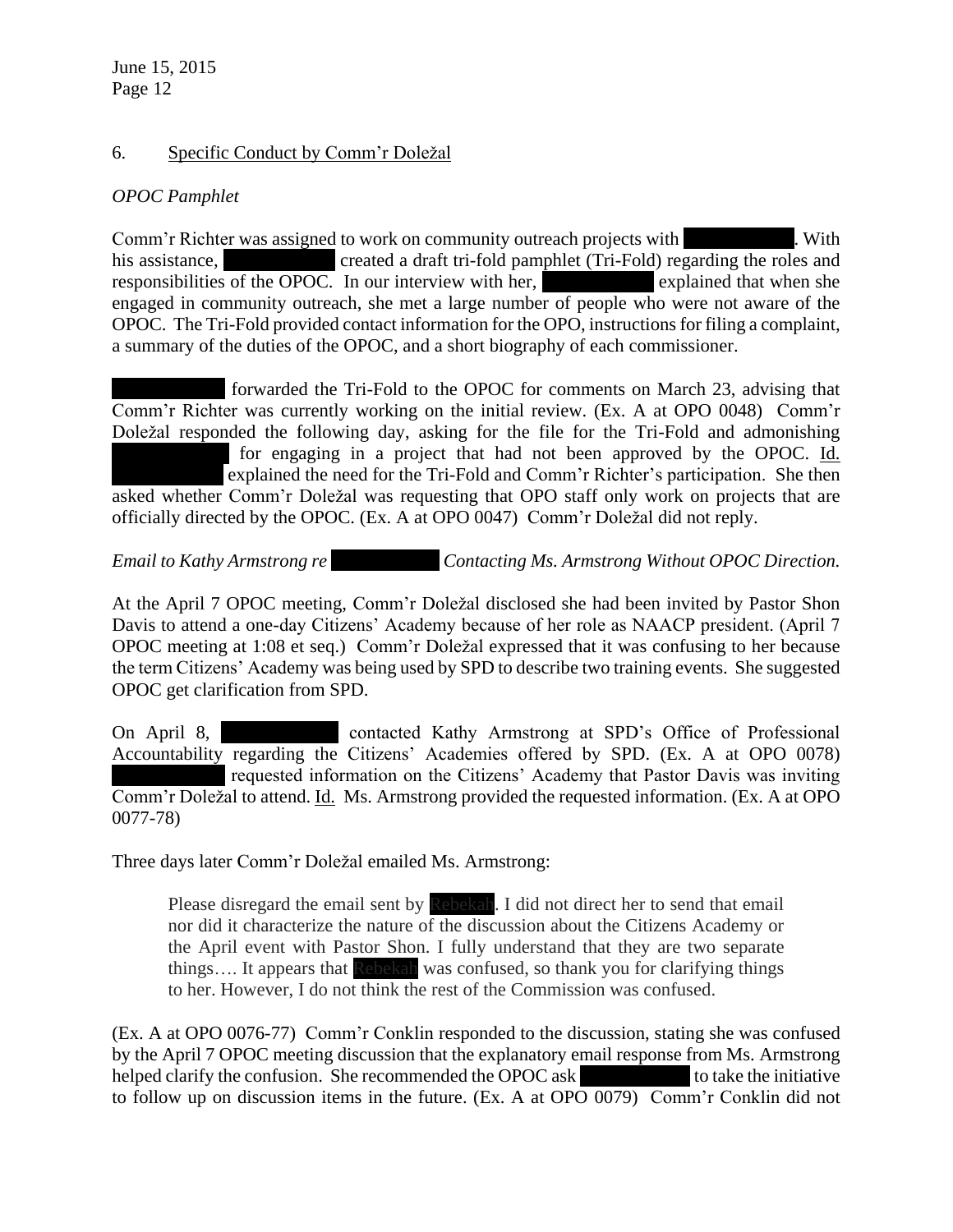## 6. Specific Conduct by Comm'r Doležal

*OPOC Pamphlet*

Comm'r Richter was assigned to work on community outreach projects with [REDACTED]. With his assistance, [REDACTED] created a draft tri-fold pamphlet (Tri-Fold) regarding the roles and responsibilities of the OPOC. In our interview with her, [REDACTED] explained that when she engaged in community outreach, she met a large number of people who were not aware of the OPOC. The Tri-Fold provided contact information for the OPO, instructions for filing a complaint, a summary of the duties of the OPOC, and a short biography of each commissioner.

[REDACTED] forwarded the Tri-Fold to the OPOC for comments on March 23, advising that Comm'r Richter was currently working on the initial review. (Ex. A at OPO 0048) Comm'r Doležal responded the following day, asking for the file for the Tri-Fold and admonishing [REDACTED] for engaging in a project that had not been approved by the OPOC. Id. [REDACTED] explained the need for the Tri-Fold and Comm'r Richter's participation. She then asked whether Comm'r Doležal was requesting that OPO staff only work on projects that are officially directed by the OPOC. (Ex. A at OPO 0047) Comm'r Doležal did not reply.

*Email to Kathy Armstrong re [REDACTED] Contacting Ms. Armstrong Without OPOC Direction.*

At the April 7 OPOC meeting, Comm'r Doležal disclosed she had been invited by Pastor Shon Davis to attend a one-day Citizens' Academy because of her role as NAACP president. (April 7 OPOC meeting at 1:08 et seq.) Comm'r Doležal expressed that it was confusing to her because the term Citizens' Academy was being used by SPD to describe two training events. She suggested OPOC get clarification from SPD.

On April 8, [REDACTED] contacted Kathy Armstrong at SPD's Office of Professional Accountability regarding the Citizens' Academies offered by SPD. (Ex. A at OPO 0078) [REDACTED] requested information on the Citizens' Academy that Pastor Davis was inviting Comm'r Doležal to attend. Id. Ms. Armstrong provided the requested information. (Ex. A at OPO 0077-78)

Three days later Comm'r Doležal emailed Ms. Armstrong:

> Please disregard the email sent by [REDACTED]. I did not direct her to send that email nor did it characterize the nature of the discussion about the Citizens Academy or the April event with Pastor Shon. I fully understand that they are two separate things…. It appears that [REDACTED] was confused, so thank you for clarifying things to her. However, I do not think the rest of the Commission was confused.

(Ex. A at OPO 0076-77) Comm'r Conklin responded to the discussion, stating she was confused by the April 7 OPOC meeting discussion that the explanatory email response from Ms. Armstrong helped clarify the confusion. She recommended the OPOC ask [REDACTED] to take the initiative to follow up on discussion items in the future. (Ex. A at OPO 0079) Comm'r Conklin did not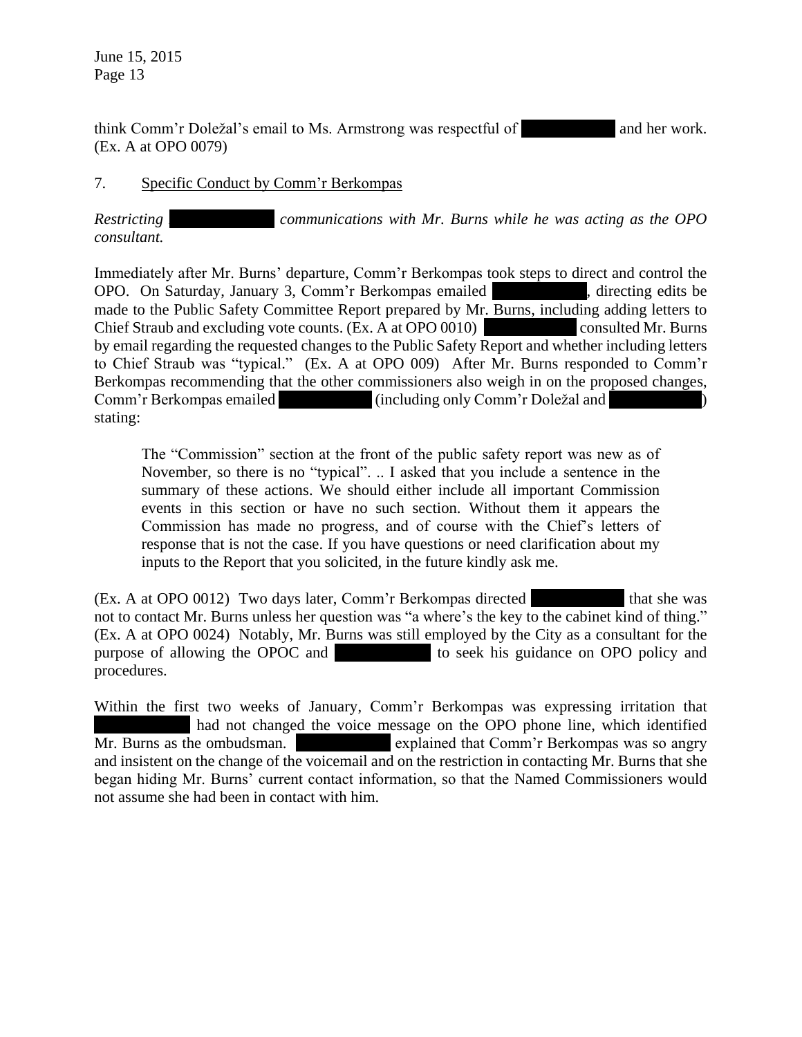think Comm'r Doležal's email to Ms. Armstrong was respectful of ██████████ and her work. (Ex. A at OPO 0079)

7. <u>Specific Conduct by Comm'r Berkompas</u>

*Restricting ██████████ communications with Mr. Burns while he was acting as the OPO consultant.*

Immediately after Mr. Burns' departure, Comm'r Berkompas took steps to direct and control the OPO. On Saturday, January 3, Comm'r Berkompas emailed ██████████, directing edits be made to the Public Safety Committee Report prepared by Mr. Burns, including adding letters to Chief Straub and excluding vote counts. (Ex. A at OPO 0010) ██████████ consulted Mr. Burns by email regarding the requested changes to the Public Safety Report and whether including letters to Chief Straub was "typical." (Ex. A at OPO 009) After Mr. Burns responded to Comm'r Berkompas recommending that the other commissioners also weigh in on the proposed changes, Comm'r Berkompas emailed ██████████ (including only Comm'r Doležal and ██████████) stating:

> The "Commission" section at the front of the public safety report was new as of November, so there is no "typical". .. I asked that you include a sentence in the summary of these actions. We should either include all important Commission events in this section or have no such section. Without them it appears the Commission has made no progress, and of course with the Chief's letters of response that is not the case. If you have questions or need clarification about my inputs to the Report that you solicited, in the future kindly ask me.

(Ex. A at OPO 0012) Two days later, Comm'r Berkompas directed ██████████ that she was not to contact Mr. Burns unless her question was "a where's the key to the cabinet kind of thing." (Ex. A at OPO 0024) Notably, Mr. Burns was still employed by the City as a consultant for the purpose of allowing the OPOC and ██████████ to seek his guidance on OPO policy and procedures.

Within the first two weeks of January, Comm'r Berkompas was expressing irritation that ██████████ had not changed the voice message on the OPO phone line, which identified Mr. Burns as the ombudsman. ██████████ explained that Comm'r Berkompas was so angry and insistent on the change of the voicemail and on the restriction in contacting Mr. Burns that she began hiding Mr. Burns' current contact information, so that the Named Commissioners would not assume she had been in contact with him.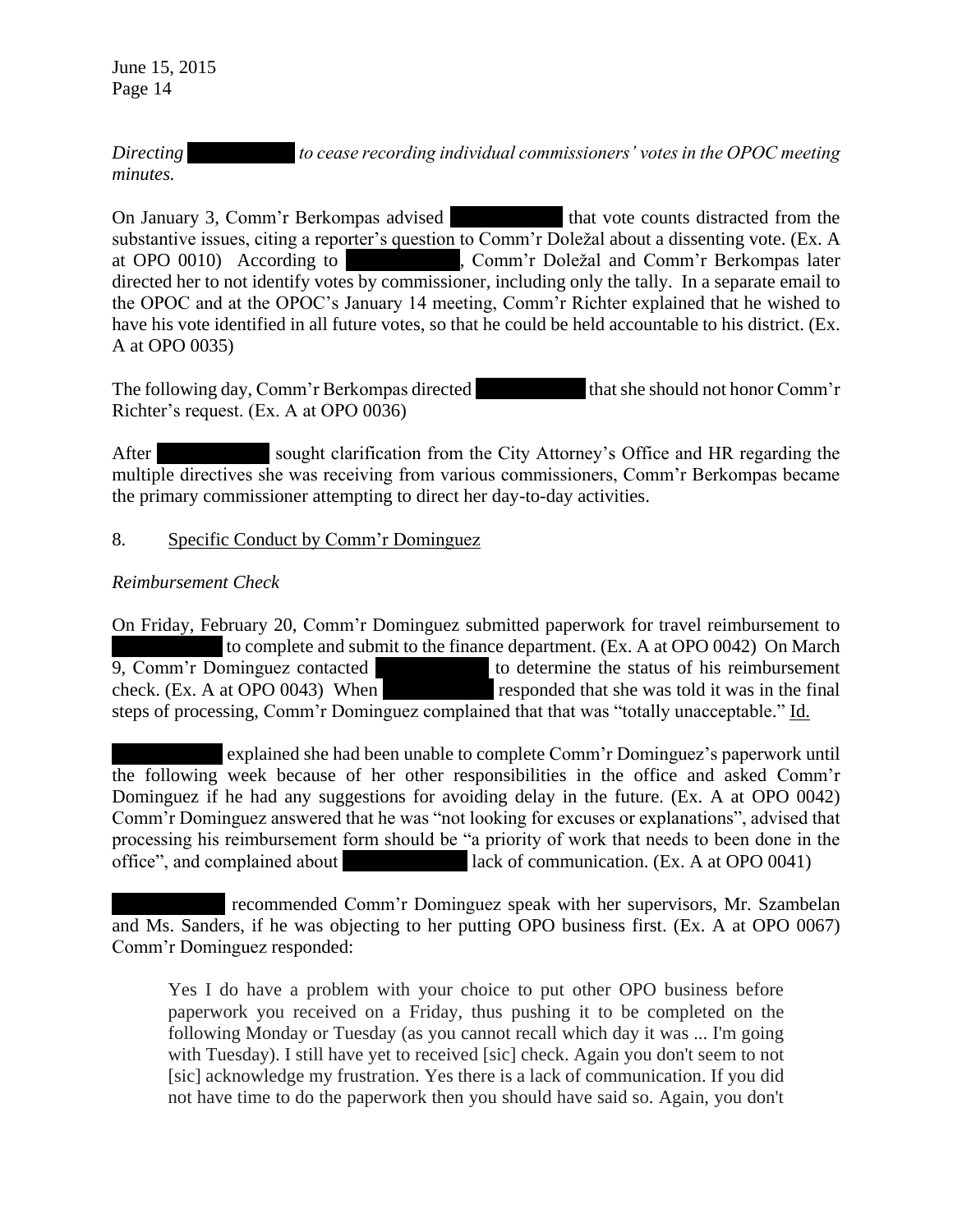*Directing ██████████ to cease recording individual commissioners' votes in the OPOC meeting minutes.*

On January 3, Comm'r Berkompas advised ██████████ that vote counts distracted from the substantive issues, citing a reporter's question to Comm'r Doležal about a dissenting vote. (Ex. A at OPO 0010) According to ██████████, Comm'r Doležal and Comm'r Berkompas later directed her to not identify votes by commissioner, including only the tally. In a separate email to the OPOC and at the OPOC's January 14 meeting, Comm'r Richter explained that he wished to have his vote identified in all future votes, so that he could be held accountable to his district. (Ex. A at OPO 0035)

The following day, Comm'r Berkompas directed ██████████ that she should not honor Comm'r Richter's request. (Ex. A at OPO 0036)

After ██████████ sought clarification from the City Attorney's Office and HR regarding the multiple directives she was receiving from various commissioners, Comm'r Berkompas became the primary commissioner attempting to direct her day-to-day activities.

8. <u>Specific Conduct by Comm'r Dominguez</u>

*Reimbursement Check*

On Friday, February 20, Comm'r Dominguez submitted paperwork for travel reimbursement to ██████████ to complete and submit to the finance department. (Ex. A at OPO 0042) On March 9, Comm'r Dominguez contacted ██████████ to determine the status of his reimbursement check. (Ex. A at OPO 0043) When ██████████ responded that she was told it was in the final steps of processing, Comm'r Dominguez complained that that was "totally unacceptable." <u>Id.</u>

██████████ explained she had been unable to complete Comm'r Dominguez's paperwork until the following week because of her other responsibilities in the office and asked Comm'r Dominguez if he had any suggestions for avoiding delay in the future. (Ex. A at OPO 0042) Comm'r Dominguez answered that he was "not looking for excuses or explanations", advised that processing his reimbursement form should be "a priority of work that needs to been done in the office", and complained about ██████████ lack of communication. (Ex. A at OPO 0041)

██████████ recommended Comm'r Dominguez speak with her supervisors, Mr. Szambelan and Ms. Sanders, if he was objecting to her putting OPO business first. (Ex. A at OPO 0067) Comm'r Dominguez responded:

> Yes I do have a problem with your choice to put other OPO business before paperwork you received on a Friday, thus pushing it to be completed on the following Monday or Tuesday (as you cannot recall which day it was ... I'm going with Tuesday). I still have yet to received [sic] check. Again you don't seem to not [sic] acknowledge my frustration. Yes there is a lack of communication. If you did not have time to do the paperwork then you should have said so. Again, you don't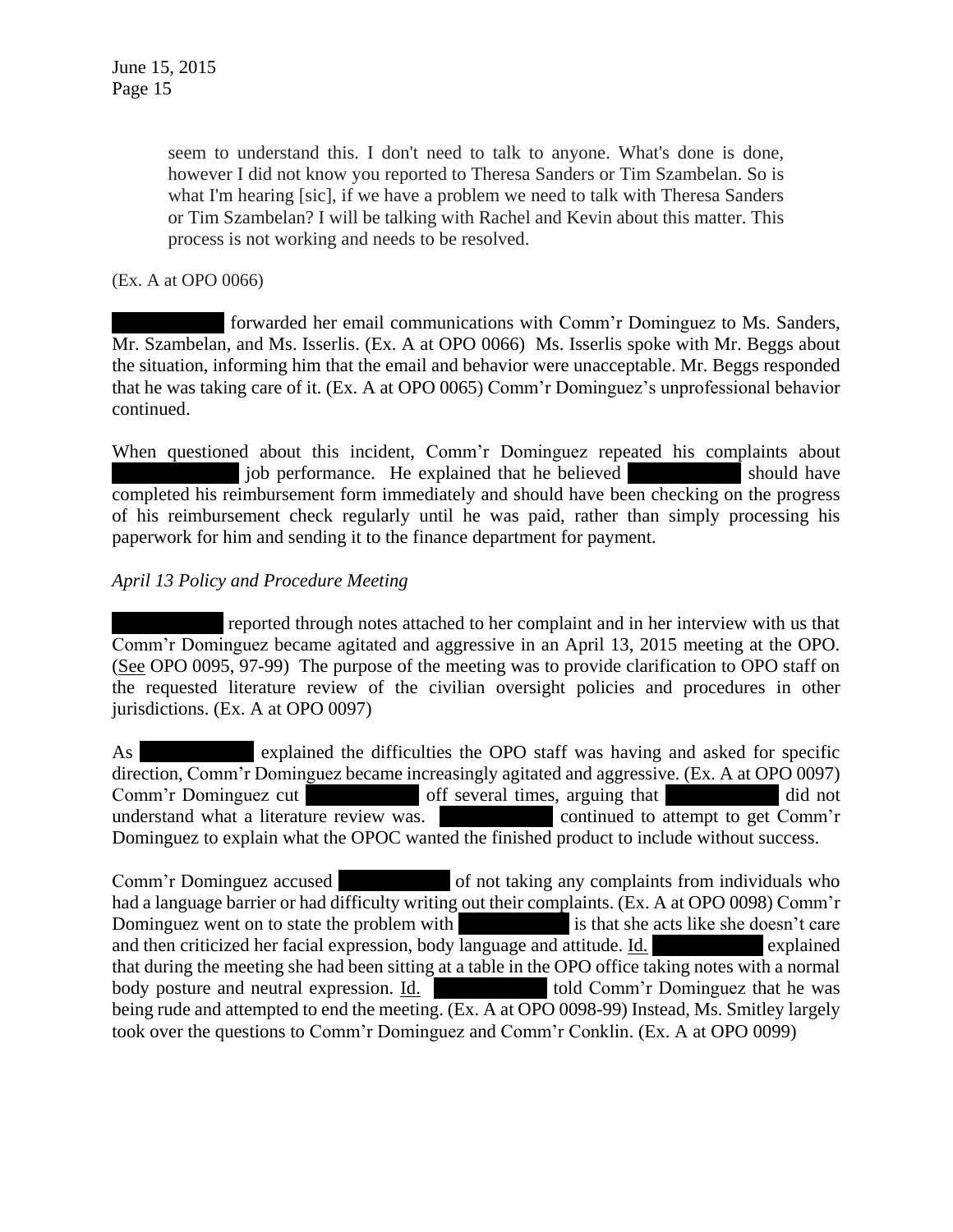> seem to understand this. I don't need to talk to anyone. What's done is done, however I did not know you reported to Theresa Sanders or Tim Szambelan. So is what I'm hearing [sic], if we have a problem we need to talk with Theresa Sanders or Tim Szambelan? I will be talking with Rachel and Kevin about this matter. This process is not working and needs to be resolved.

(Ex. A at OPO 0066)

██████████ forwarded her email communications with Comm'r Dominguez to Ms. Sanders, Mr. Szambelan, and Ms. Isserlis. (Ex. A at OPO 0066) Ms. Isserlis spoke with Mr. Beggs about the situation, informing him that the email and behavior were unacceptable. Mr. Beggs responded that he was taking care of it. (Ex. A at OPO 0065) Comm'r Dominguez's unprofessional behavior continued.

When questioned about this incident, Comm'r Dominguez repeated his complaints about ██████████ job performance. He explained that he believed ██████████ should have completed his reimbursement form immediately and should have been checking on the progress of his reimbursement check regularly until he was paid, rather than simply processing his paperwork for him and sending it to the finance department for payment.

*April 13 Policy and Procedure Meeting*

██████████ reported through notes attached to her complaint and in her interview with us that Comm'r Dominguez became agitated and aggressive in an April 13, 2015 meeting at the OPO. (See OPO 0095, 97-99) The purpose of the meeting was to provide clarification to OPO staff on the requested literature review of the civilian oversight policies and procedures in other jurisdictions. (Ex. A at OPO 0097)

As ██████████ explained the difficulties the OPO staff was having and asked for specific direction, Comm'r Dominguez became increasingly agitated and aggressive. (Ex. A at OPO 0097) Comm'r Dominguez cut ██████████ off several times, arguing that ██████████ did not understand what a literature review was. ██████████ continued to attempt to get Comm'r Dominguez to explain what the OPOC wanted the finished product to include without success.

Comm'r Dominguez accused ██████████ of not taking any complaints from individuals who had a language barrier or had difficulty writing out their complaints. (Ex. A at OPO 0098) Comm'r Dominguez went on to state the problem with ██████████ is that she acts like she doesn't care and then criticized her facial expression, body language and attitude. Id. ██████████ explained that during the meeting she had been sitting at a table in the OPO office taking notes with a normal body posture and neutral expression. Id. ██████████ told Comm'r Dominguez that he was being rude and attempted to end the meeting. (Ex. A at OPO 0098-99) Instead, Ms. Smitley largely took over the questions to Comm'r Dominguez and Comm'r Conklin. (Ex. A at OPO 0099)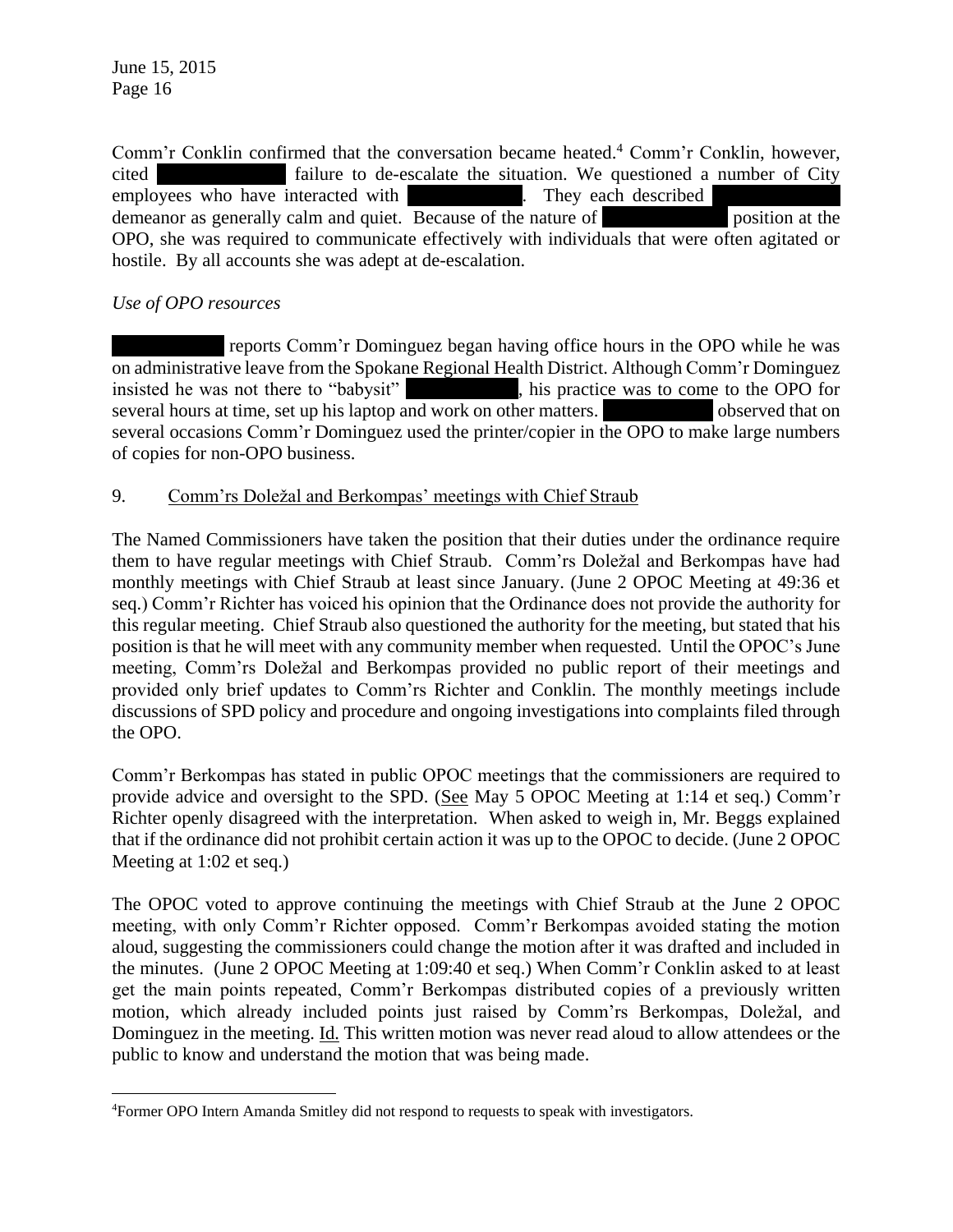Comm'r Conklin confirmed that the conversation became heated.[4] Comm'r Conklin, however, cited ██████████ failure to de-escalate the situation. We questioned a number of City employees who have interacted with ██████████. They each described ██████████ demeanor as generally calm and quiet. Because of the nature of ██████████ position at the OPO, she was required to communicate effectively with individuals that were often agitated or hostile. By all accounts she was adept at de-escalation.

*Use of OPO resources*

██████████ reports Comm'r Dominguez began having office hours in the OPO while he was on administrative leave from the Spokane Regional Health District. Although Comm'r Dominguez insisted he was not there to "babysit" ██████████, his practice was to come to the OPO for several hours at time, set up his laptop and work on other matters. ██████████ observed that on several occasions Comm'r Dominguez used the printer/copier in the OPO to make large numbers of copies for non-OPO business.

9. Comm'rs Doležal and Berkompas' meetings with Chief Straub

The Named Commissioners have taken the position that their duties under the ordinance require them to have regular meetings with Chief Straub. Comm'rs Doležal and Berkompas have had monthly meetings with Chief Straub at least since January. (June 2 OPOC Meeting at 49:36 et seq.) Comm'r Richter has voiced his opinion that the Ordinance does not provide the authority for this regular meeting. Chief Straub also questioned the authority for the meeting, but stated that his position is that he will meet with any community member when requested. Until the OPOC's June meeting, Comm'rs Doležal and Berkompas provided no public report of their meetings and provided only brief updates to Comm'rs Richter and Conklin. The monthly meetings include discussions of SPD policy and procedure and ongoing investigations into complaints filed through the OPO.

Comm'r Berkompas has stated in public OPOC meetings that the commissioners are required to provide advice and oversight to the SPD. (See May 5 OPOC Meeting at 1:14 et seq.) Comm'r Richter openly disagreed with the interpretation. When asked to weigh in, Mr. Beggs explained that if the ordinance did not prohibit certain action it was up to the OPOC to decide. (June 2 OPOC Meeting at 1:02 et seq.)

The OPOC voted to approve continuing the meetings with Chief Straub at the June 2 OPOC meeting, with only Comm'r Richter opposed. Comm'r Berkompas avoided stating the motion aloud, suggesting the commissioners could change the motion after it was drafted and included in the minutes. (June 2 OPOC Meeting at 1:09:40 et seq.) When Comm'r Conklin asked to at least get the main points repeated, Comm'r Berkompas distributed copies of a previously written motion, which already included points just raised by Comm'rs Berkompas, Doležal, and Dominguez in the meeting. Id. This written motion was never read aloud to allow attendees or the public to know and understand the motion that was being made.

[4] Former OPO Intern Amanda Smitley did not respond to requests to speak with investigators.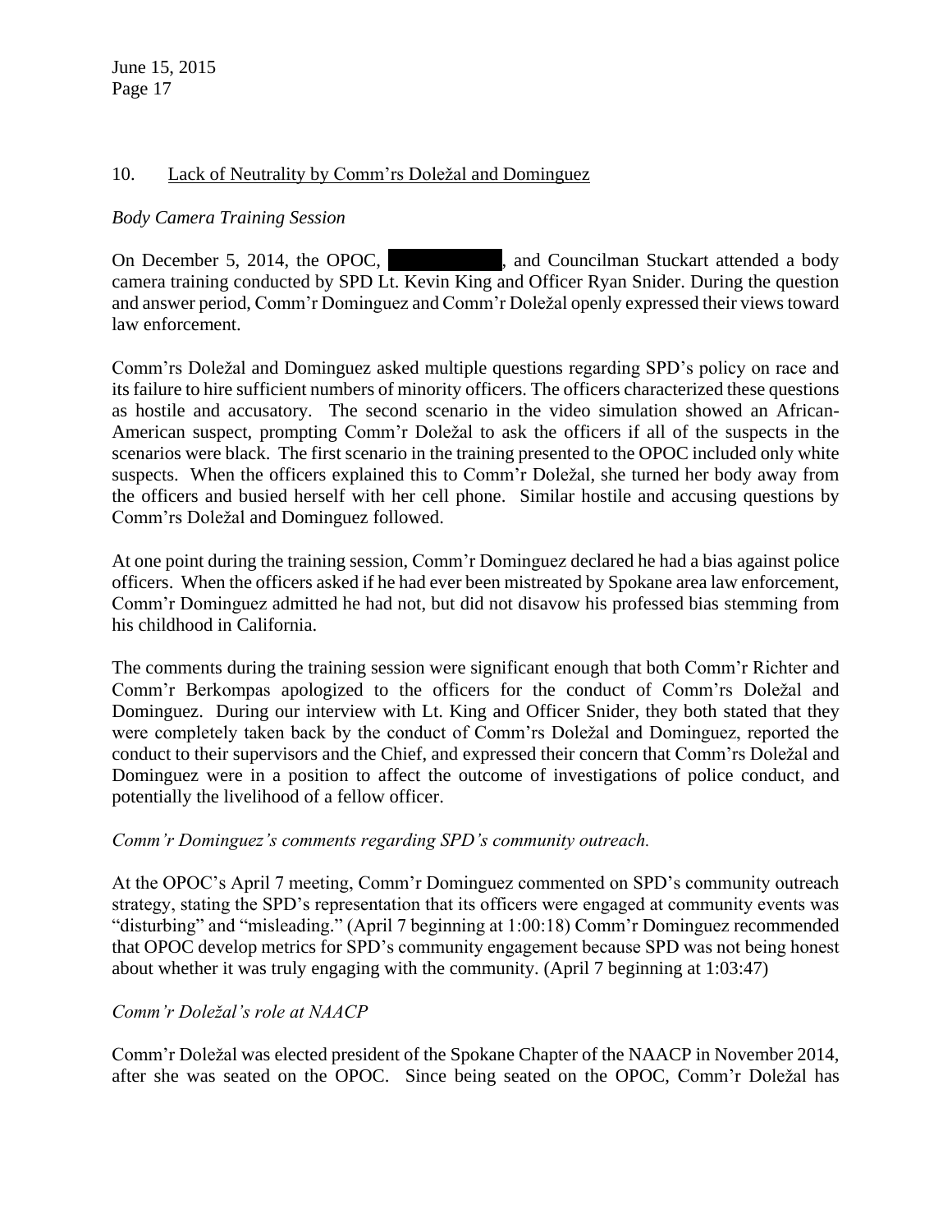10. Lack of Neutrality by Comm'rs Doležal and Dominguez

*Body Camera Training Session*

On December 5, 2014, the OPOC, ██████████, and Councilman Stuckart attended a body camera training conducted by SPD Lt. Kevin King and Officer Ryan Snider. During the question and answer period, Comm'r Dominguez and Comm'r Doležal openly expressed their views toward law enforcement.

Comm'rs Doležal and Dominguez asked multiple questions regarding SPD's policy on race and its failure to hire sufficient numbers of minority officers. The officers characterized these questions as hostile and accusatory. The second scenario in the video simulation showed an African-American suspect, prompting Comm'r Doležal to ask the officers if all of the suspects in the scenarios were black. The first scenario in the training presented to the OPOC included only white suspects. When the officers explained this to Comm'r Doležal, she turned her body away from the officers and busied herself with her cell phone. Similar hostile and accusing questions by Comm'rs Doležal and Dominguez followed.

At one point during the training session, Comm'r Dominguez declared he had a bias against police officers. When the officers asked if he had ever been mistreated by Spokane area law enforcement, Comm'r Dominguez admitted he had not, but did not disavow his professed bias stemming from his childhood in California.

The comments during the training session were significant enough that both Comm'r Richter and Comm'r Berkompas apologized to the officers for the conduct of Comm'rs Doležal and Dominguez. During our interview with Lt. King and Officer Snider, they both stated that they were completely taken back by the conduct of Comm'rs Doležal and Dominguez, reported the conduct to their supervisors and the Chief, and expressed their concern that Comm'rs Doležal and Dominguez were in a position to affect the outcome of investigations of police conduct, and potentially the livelihood of a fellow officer.

*Comm'r Dominguez's comments regarding SPD's community outreach.*

At the OPOC's April 7 meeting, Comm'r Dominguez commented on SPD's community outreach strategy, stating the SPD's representation that its officers were engaged at community events was "disturbing" and "misleading." (April 7 beginning at 1:00:18) Comm'r Dominguez recommended that OPOC develop metrics for SPD's community engagement because SPD was not being honest about whether it was truly engaging with the community. (April 7 beginning at 1:03:47)

*Comm'r Doležal's role at NAACP*

Comm'r Doležal was elected president of the Spokane Chapter of the NAACP in November 2014, after she was seated on the OPOC. Since being seated on the OPOC, Comm'r Doležal has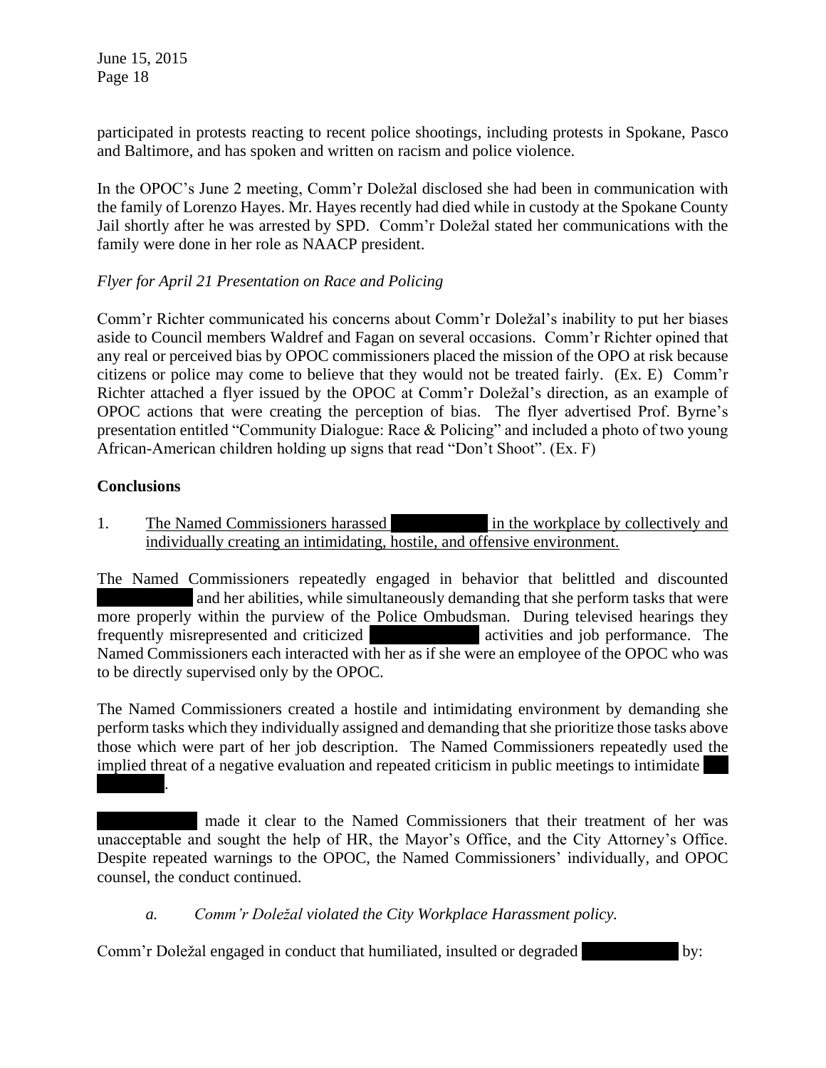participated in protests reacting to recent police shootings, including protests in Spokane, Pasco and Baltimore, and has spoken and written on racism and police violence.

In the OPOC's June 2 meeting, Comm'r Doležal disclosed she had been in communication with the family of Lorenzo Hayes. Mr. Hayes recently had died while in custody at the Spokane County Jail shortly after he was arrested by SPD. Comm'r Doležal stated her communications with the family were done in her role as NAACP president.

*Flyer for April 21 Presentation on Race and Policing*

Comm'r Richter communicated his concerns about Comm'r Doležal's inability to put her biases aside to Council members Waldref and Fagan on several occasions. Comm'r Richter opined that any real or perceived bias by OPOC commissioners placed the mission of the OPO at risk because citizens or police may come to believe that they would not be treated fairly. (Ex. E) Comm'r Richter attached a flyer issued by the OPOC at Comm'r Doležal's direction, as an example of OPOC actions that were creating the perception of bias. The flyer advertised Prof. Byrne's presentation entitled "Community Dialogue: Race & Policing" and included a photo of two young African-American children holding up signs that read "Don't Shoot". (Ex. F)

**Conclusions**

1. The Named Commissioners harassed [REDACTED] in the workplace by collectively and individually creating an intimidating, hostile, and offensive environment.

The Named Commissioners repeatedly engaged in behavior that belittled and discounted [REDACTED] and her abilities, while simultaneously demanding that she perform tasks that were more properly within the purview of the Police Ombudsman. During televised hearings they frequently misrepresented and criticized [REDACTED] activities and job performance. The Named Commissioners each interacted with her as if she were an employee of the OPOC who was to be directly supervised only by the OPOC.

The Named Commissioners created a hostile and intimidating environment by demanding she perform tasks which they individually assigned and demanding that she prioritize those tasks above those which were part of her job description. The Named Commissioners repeatedly used the implied threat of a negative evaluation and repeated criticism in public meetings to intimidate [REDACTED].

[REDACTED] made it clear to the Named Commissioners that their treatment of her was unacceptable and sought the help of HR, the Mayor's Office, and the City Attorney's Office. Despite repeated warnings to the OPOC, the Named Commissioners' individually, and OPOC counsel, the conduct continued.

*a. Comm'r Doležal violated the City Workplace Harassment policy.*

Comm'r Doležal engaged in conduct that humiliated, insulted or degraded [REDACTED] by: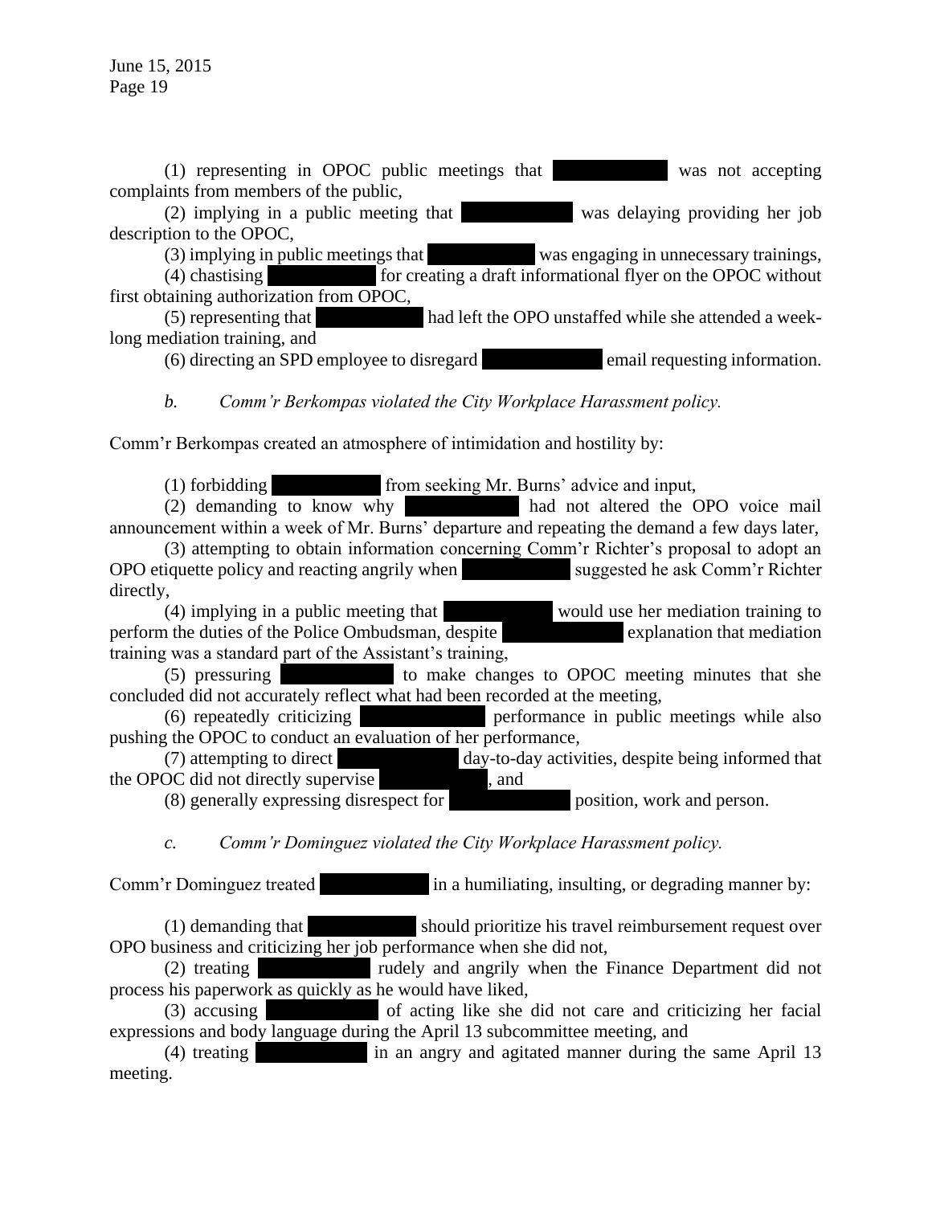(1) representing in OPOC public meetings that ██████████ was not accepting complaints from members of the public,

(2) implying in a public meeting that ██████████ was delaying providing her job description to the OPOC,

(3) implying in public meetings that ██████████ was engaging in unnecessary trainings,

(4) chastising ██████████ for creating a draft informational flyer on the OPOC without first obtaining authorization from OPOC,

(5) representing that ██████████ had left the OPO unstaffed while she attended a week-long mediation training, and

(6) directing an SPD employee to disregard ██████████ email requesting information.

*b. Comm'r Berkompas violated the City Workplace Harassment policy.*

Comm'r Berkompas created an atmosphere of intimidation and hostility by:

(1) forbidding ██████████ from seeking Mr. Burns' advice and input,

(2) demanding to know why ██████████ had not altered the OPO voice mail announcement within a week of Mr. Burns' departure and repeating the demand a few days later,

(3) attempting to obtain information concerning Comm'r Richter's proposal to adopt an OPO etiquette policy and reacting angrily when ██████████ suggested he ask Comm'r Richter directly,

(4) implying in a public meeting that ██████████ would use her mediation training to perform the duties of the Police Ombudsman, despite ██████████ explanation that mediation training was a standard part of the Assistant's training,

(5) pressuring ██████████ to make changes to OPOC meeting minutes that she concluded did not accurately reflect what had been recorded at the meeting,

(6) repeatedly criticizing ██████████ performance in public meetings while also pushing the OPOC to conduct an evaluation of her performance,

(7) attempting to direct ██████████ day-to-day activities, despite being informed that the OPOC did not directly supervise ██████████, and

(8) generally expressing disrespect for ██████████ position, work and person.

*c. Comm'r Dominguez violated the City Workplace Harassment policy.*

Comm'r Dominguez treated ██████████ in a humiliating, insulting, or degrading manner by:

(1) demanding that ██████████ should prioritize his travel reimbursement request over OPO business and criticizing her job performance when she did not,

(2) treating ██████████ rudely and angrily when the Finance Department did not process his paperwork as quickly as he would have liked,

(3) accusing ██████████ of acting like she did not care and criticizing her facial expressions and body language during the April 13 subcommittee meeting, and

(4) treating ██████████ in an angry and agitated manner during the same April 13 meeting.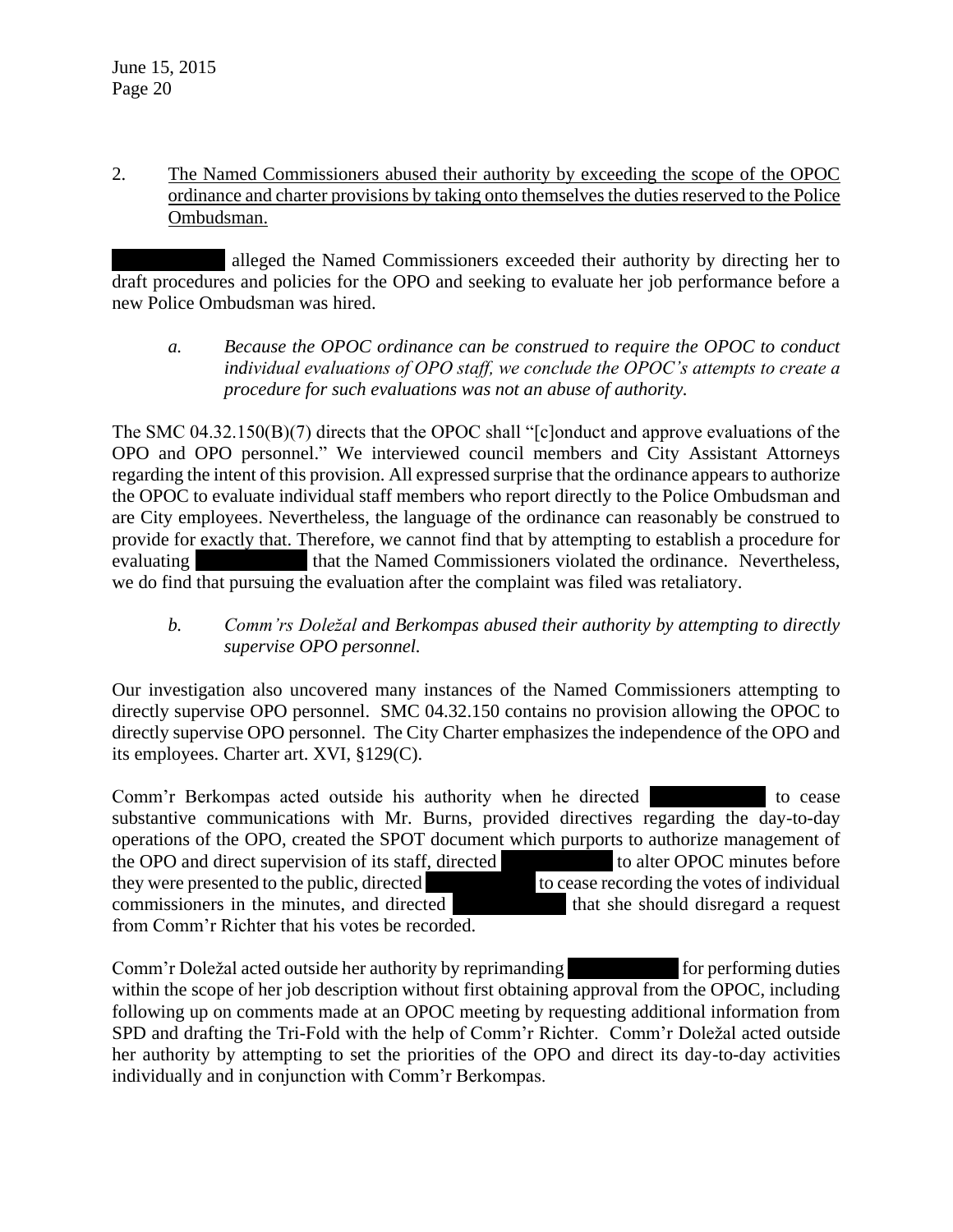2. <u>The Named Commissioners abused their authority by exceeding the scope of the OPOC ordinance and charter provisions by taking onto themselves the duties reserved to the Police Ombudsman.</u>

██████████ alleged the Named Commissioners exceeded their authority by directing her to draft procedures and policies for the OPO and seeking to evaluate her job performance before a new Police Ombudsman was hired.

*a. Because the OPOC ordinance can be construed to require the OPOC to conduct individual evaluations of OPO staff, we conclude the OPOC's attempts to create a procedure for such evaluations was not an abuse of authority.*

The SMC 04.32.150(B)(7) directs that the OPOC shall "[c]onduct and approve evaluations of the OPO and OPO personnel." We interviewed council members and City Assistant Attorneys regarding the intent of this provision. All expressed surprise that the ordinance appears to authorize the OPOC to evaluate individual staff members who report directly to the Police Ombudsman and are City employees. Nevertheless, the language of the ordinance can reasonably be construed to provide for exactly that. Therefore, we cannot find that by attempting to establish a procedure for evaluating ██████████ that the Named Commissioners violated the ordinance. Nevertheless, we do find that pursuing the evaluation after the complaint was filed was retaliatory.

*b. Comm'rs Doležal and Berkompas abused their authority by attempting to directly supervise OPO personnel.*

Our investigation also uncovered many instances of the Named Commissioners attempting to directly supervise OPO personnel. SMC 04.32.150 contains no provision allowing the OPOC to directly supervise OPO personnel. The City Charter emphasizes the independence of the OPO and its employees. Charter art. XVI, §129(C).

Comm'r Berkompas acted outside his authority when he directed ██████████ to cease substantive communications with Mr. Burns, provided directives regarding the day-to-day operations of the OPO, created the SPOT document which purports to authorize management of the OPO and direct supervision of its staff, directed ██████████ to alter OPOC minutes before they were presented to the public, directed ██████████ to cease recording the votes of individual commissioners in the minutes, and directed ██████████ that she should disregard a request from Comm'r Richter that his votes be recorded.

Comm'r Doležal acted outside her authority by reprimanding ██████████ for performing duties within the scope of her job description without first obtaining approval from the OPOC, including following up on comments made at an OPOC meeting by requesting additional information from SPD and drafting the Tri-Fold with the help of Comm'r Richter. Comm'r Doležal acted outside her authority by attempting to set the priorities of the OPO and direct its day-to-day activities individually and in conjunction with Comm'r Berkompas.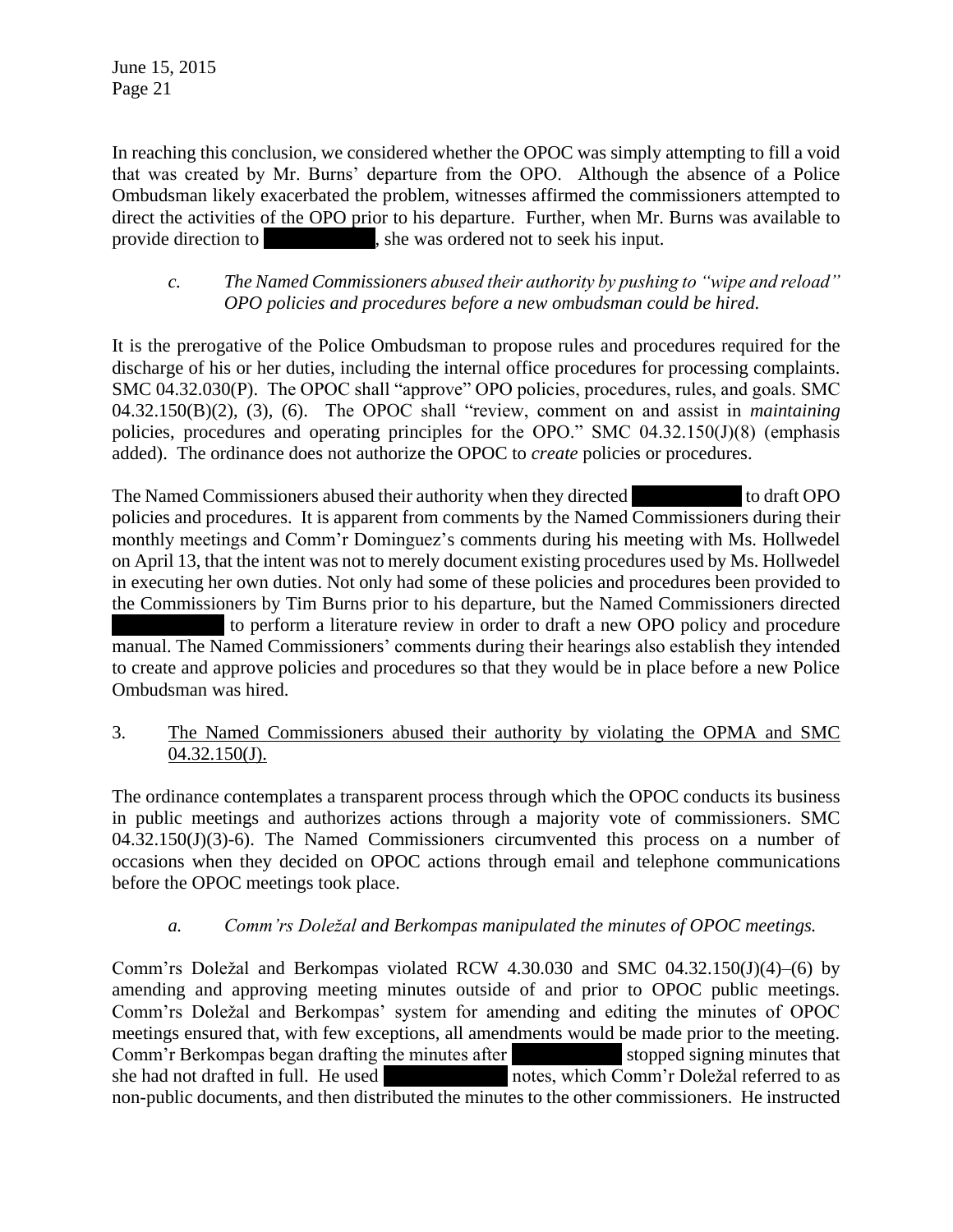In reaching this conclusion, we considered whether the OPOC was simply attempting to fill a void that was created by Mr. Burns' departure from the OPO. Although the absence of a Police Ombudsman likely exacerbated the problem, witnesses affirmed the commissioners attempted to direct the activities of the OPO prior to his departure. Further, when Mr. Burns was available to provide direction to [REDACTED], she was ordered not to seek his input.

*c. The Named Commissioners abused their authority by pushing to "wipe and reload" OPO policies and procedures before a new ombudsman could be hired.*

It is the prerogative of the Police Ombudsman to propose rules and procedures required for the discharge of his or her duties, including the internal office procedures for processing complaints. SMC 04.32.030(P). The OPOC shall "approve" OPO policies, procedures, rules, and goals. SMC 04.32.150(B)(2), (3), (6). The OPOC shall "review, comment on and assist in *maintaining* policies, procedures and operating principles for the OPO." SMC 04.32.150(J)(8) (emphasis added). The ordinance does not authorize the OPOC to *create* policies or procedures.

The Named Commissioners abused their authority when they directed [REDACTED] to draft OPO policies and procedures. It is apparent from comments by the Named Commissioners during their monthly meetings and Comm'r Dominguez's comments during his meeting with Ms. Hollwedel on April 13, that the intent was not to merely document existing procedures used by Ms. Hollwedel in executing her own duties. Not only had some of these policies and procedures been provided to the Commissioners by Tim Burns prior to his departure, but the Named Commissioners directed [REDACTED] to perform a literature review in order to draft a new OPO policy and procedure manual. The Named Commissioners' comments during their hearings also establish they intended to create and approve policies and procedures so that they would be in place before a new Police Ombudsman was hired.

3. <u>The Named Commissioners abused their authority by violating the OPMA and SMC 04.32.150(J).</u>

The ordinance contemplates a transparent process through which the OPOC conducts its business in public meetings and authorizes actions through a majority vote of commissioners. SMC 04.32.150(J)(3)-6). The Named Commissioners circumvented this process on a number of occasions when they decided on OPOC actions through email and telephone communications before the OPOC meetings took place.

*a. Comm'rs Doležal and Berkompas manipulated the minutes of OPOC meetings.*

Comm'rs Doležal and Berkompas violated RCW 4.30.030 and SMC 04.32.150(J)(4)–(6) by amending and approving meeting minutes outside of and prior to OPOC public meetings. Comm'rs Doležal and Berkompas' system for amending and editing the minutes of OPOC meetings ensured that, with few exceptions, all amendments would be made prior to the meeting. Comm'r Berkompas began drafting the minutes after [REDACTED] stopped signing minutes that she had not drafted in full. He used [REDACTED] notes, which Comm'r Doležal referred to as non-public documents, and then distributed the minutes to the other commissioners. He instructed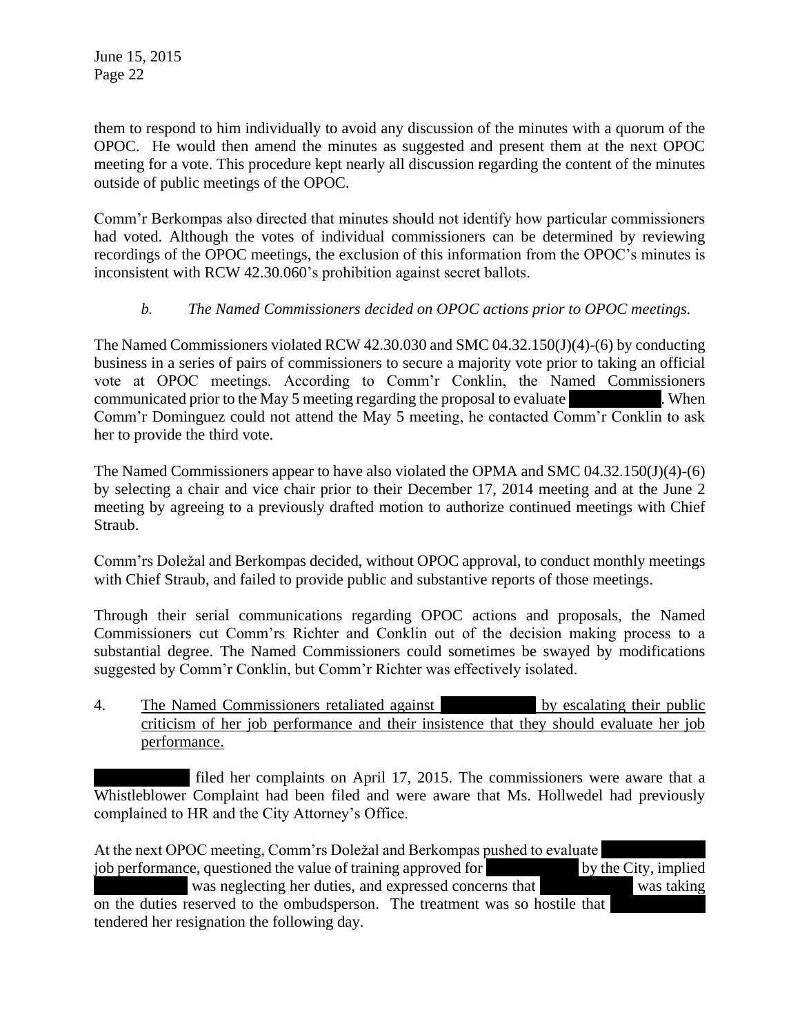them to respond to him individually to avoid any discussion of the minutes with a quorum of the OPOC. He would then amend the minutes as suggested and present them at the next OPOC meeting for a vote. This procedure kept nearly all discussion regarding the content of the minutes outside of public meetings of the OPOC.

Comm'r Berkompas also directed that minutes should not identify how particular commissioners had voted. Although the votes of individual commissioners can be determined by reviewing recordings of the OPOC meetings, the exclusion of this information from the OPOC's minutes is inconsistent with RCW 42.30.060's prohibition against secret ballots.

*b. The Named Commissioners decided on OPOC actions prior to OPOC meetings.*

The Named Commissioners violated RCW 42.30.030 and SMC 04.32.150(J)(4)-(6) by conducting business in a series of pairs of commissioners to secure a majority vote prior to taking an official vote at OPOC meetings. According to Comm'r Conklin, the Named Commissioners communicated prior to the May 5 meeting regarding the proposal to evaluate [REDACTED]. When Comm'r Dominguez could not attend the May 5 meeting, he contacted Comm'r Conklin to ask her to provide the third vote.

The Named Commissioners appear to have also violated the OPMA and SMC 04.32.150(J)(4)-(6) by selecting a chair and vice chair prior to their December 17, 2014 meeting and at the June 2 meeting by agreeing to a previously drafted motion to authorize continued meetings with Chief Straub.

Comm'rs Doležal and Berkompas decided, without OPOC approval, to conduct monthly meetings with Chief Straub, and failed to provide public and substantive reports of those meetings.

Through their serial communications regarding OPOC actions and proposals, the Named Commissioners cut Comm'rs Richter and Conklin out of the decision making process to a substantial degree. The Named Commissioners could sometimes be swayed by modifications suggested by Comm'r Conklin, but Comm'r Richter was effectively isolated.

4. <u>The Named Commissioners retaliated against [REDACTED] by escalating their public criticism of her job performance and their insistence that they should evaluate her job performance.</u>

[REDACTED] filed her complaints on April 17, 2015. The commissioners were aware that a Whistleblower Complaint had been filed and were aware that Ms. Hollwedel had previously complained to HR and the City Attorney's Office.

At the next OPOC meeting, Comm'rs Doležal and Berkompas pushed to evaluate [REDACTED] job performance, questioned the value of training approved for [REDACTED] by the City, implied [REDACTED] was neglecting her duties, and expressed concerns that [REDACTED] was taking on the duties reserved to the ombudsperson. The treatment was so hostile that [REDACTED] tendered her resignation the following day.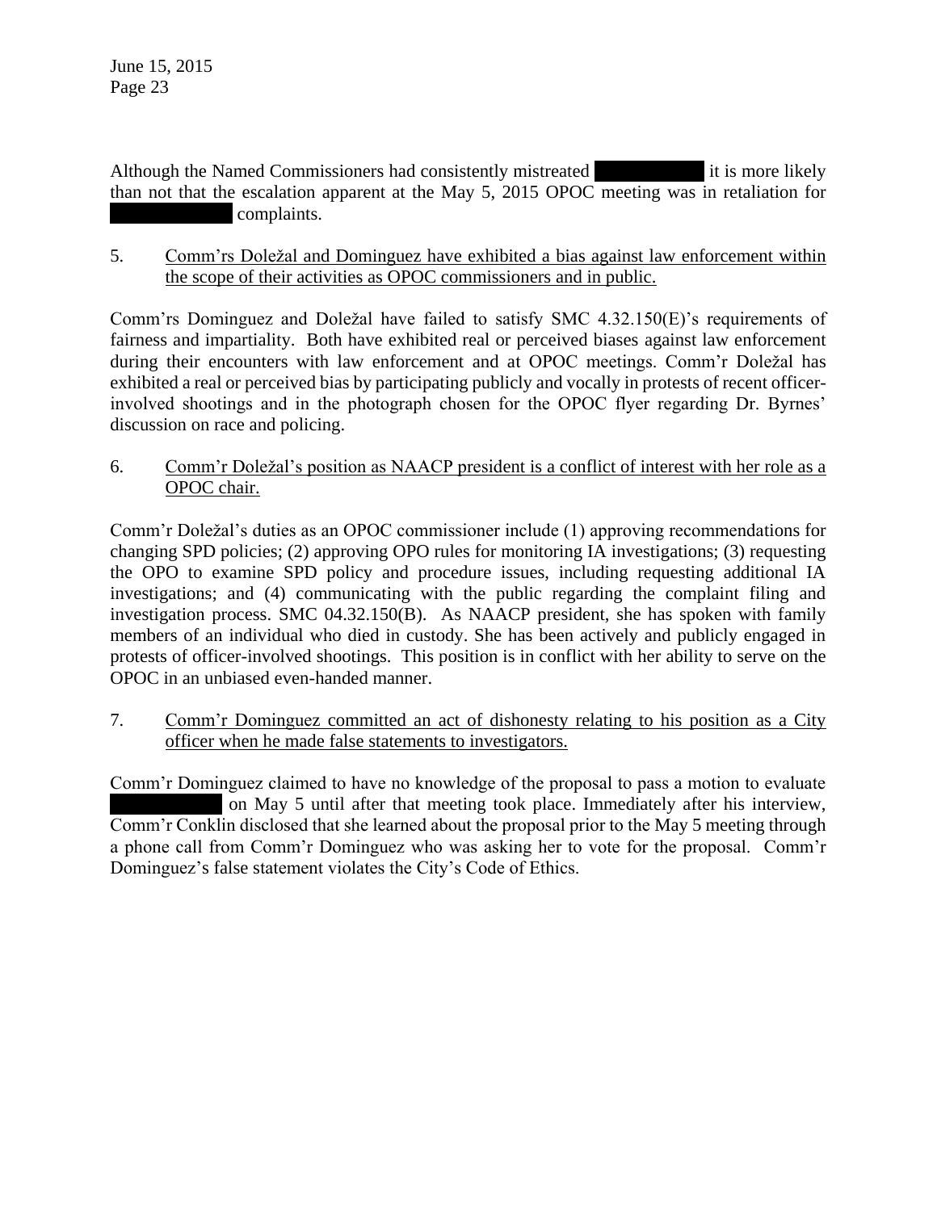Although the Named Commissioners had consistently mistreated ██████████ it is more likely than not that the escalation apparent at the May 5, 2015 OPOC meeting was in retaliation for ██████████ complaints.

5. <u>Comm'rs Doležal and Dominguez have exhibited a bias against law enforcement within the scope of their activities as OPOC commissioners and in public.</u>

Comm'rs Dominguez and Doležal have failed to satisfy SMC 4.32.150(E)'s requirements of fairness and impartiality. Both have exhibited real or perceived biases against law enforcement during their encounters with law enforcement and at OPOC meetings. Comm'r Doležal has exhibited a real or perceived bias by participating publicly and vocally in protests of recent officer-involved shootings and in the photograph chosen for the OPOC flyer regarding Dr. Byrnes' discussion on race and policing.

6. <u>Comm'r Doležal's position as NAACP president is a conflict of interest with her role as a OPOC chair.</u>

Comm'r Doležal's duties as an OPOC commissioner include (1) approving recommendations for changing SPD policies; (2) approving OPO rules for monitoring IA investigations; (3) requesting the OPO to examine SPD policy and procedure issues, including requesting additional IA investigations; and (4) communicating with the public regarding the complaint filing and investigation process. SMC 04.32.150(B). As NAACP president, she has spoken with family members of an individual who died in custody. She has been actively and publicly engaged in protests of officer-involved shootings. This position is in conflict with her ability to serve on the OPOC in an unbiased even-handed manner.

7. <u>Comm'r Dominguez committed an act of dishonesty relating to his position as a City officer when he made false statements to investigators.</u>

Comm'r Dominguez claimed to have no knowledge of the proposal to pass a motion to evaluate ██████████ on May 5 until after that meeting took place. Immediately after his interview, Comm'r Conklin disclosed that she learned about the proposal prior to the May 5 meeting through a phone call from Comm'r Dominguez who was asking her to vote for the proposal. Comm'r Dominguez's false statement violates the City's Code of Ethics.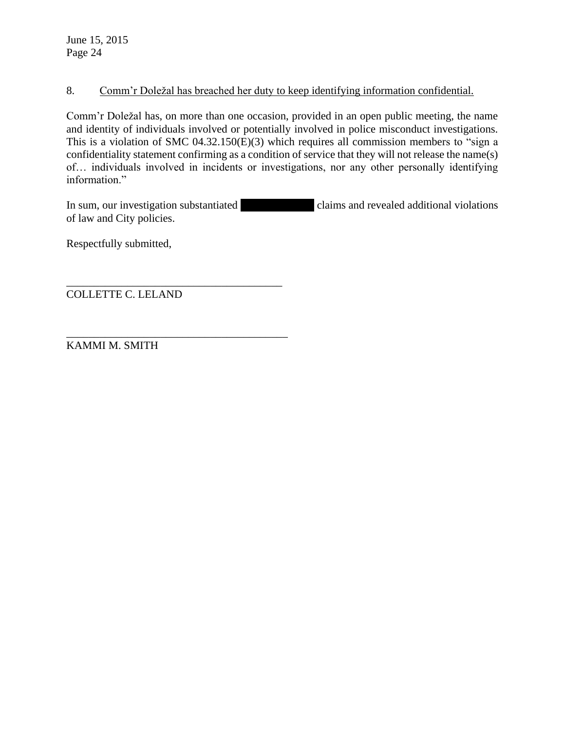8. Comm'r Doležal has breached her duty to keep identifying information confidential.

Comm'r Doležal has, on more than one occasion, provided in an open public meeting, the name and identity of individuals involved or potentially involved in police misconduct investigations. This is a violation of SMC 04.32.150(E)(3) which requires all commission members to "sign a confidentiality statement confirming as a condition of service that they will not release the name(s) of… individuals involved in incidents or investigations, nor any other personally identifying information."

In sum, our investigation substantiated [REDACTED] claims and revealed additional violations of law and City policies.

Respectfully submitted,

\_\_\_\_\_\_\_\_\_\_\_\_\_\_\_\_\_\_\_\_\_\_\_\_\_\_\_\_\_\_\_\_\_\_\_\_\_\_\_\_
COLLETTE C. LELAND

\_\_\_\_\_\_\_\_\_\_\_\_\_\_\_\_\_\_\_\_\_\_\_\_\_\_\_\_\_\_\_\_\_\_\_\_\_\_\_\_
KAMMI M. SMITH